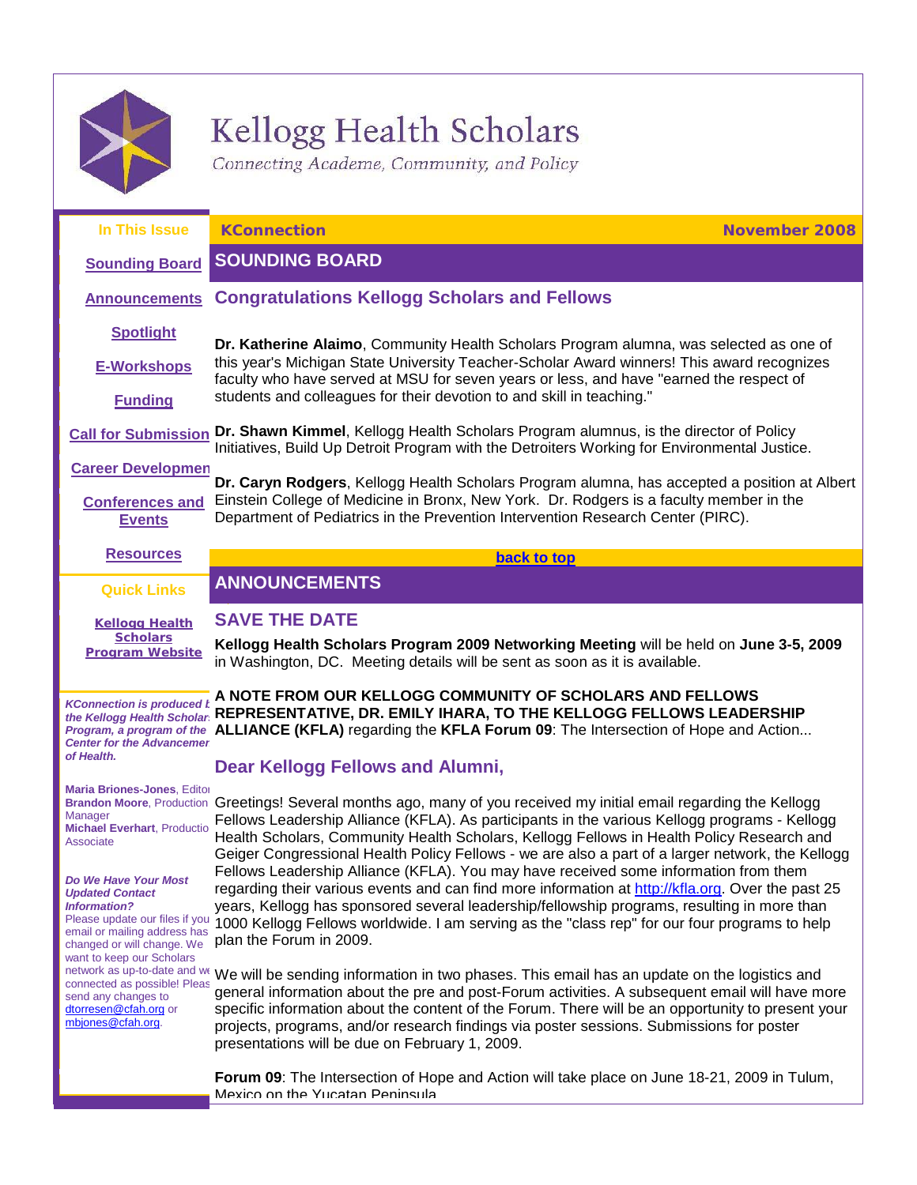# Kellogg Health Scholars

*Connecting Academe, Community, and Policy*

**In This Issue**

- Sounding Board
- Announcements
- Spotlight
- E-Workshops
- Funding
- Call for Submission
- Career Developmen
- Conferences and Events
- Resources

**Quick Links**

- Kellogg Health Scholars Program Website

*KConnection is produced b the Kellogg Health Scholar Program, a program of the Center for the Advancemen of Health.*

**Maria Briones-Jones**, Editor
**Brandon Moore**, Production Manager
**Michael Everhart**, Productio Associate

***Do We Have Your Most Updated Contact Information?***
Please update our files if you email or mailing address has changed or will change. We want to keep our Scholars network as up-to-date and we connected as possible! Pleas send any changes to dtorresen@cfah.org or mbjones@cfah.org.

**KConnection** | **November 2008**

## SOUNDING BOARD

### Congratulations Kellogg Scholars and Fellows

**Dr. Katherine Alaimo**, Community Health Scholars Program alumna, was selected as one of this year's Michigan State University Teacher-Scholar Award winners! This award recognizes faculty who have served at MSU for seven years or less, and have "earned the respect of students and colleagues for their devotion to and skill in teaching."

**Dr. Shawn Kimmel**, Kellogg Health Scholars Program alumnus, is the director of Policy Initiatives, Build Up Detroit Program with the Detroiters Working for Environmental Justice.

**Dr. Caryn Rodgers**, Kellogg Health Scholars Program alumna, has accepted a position at Albert Einstein College of Medicine in Bronx, New York. Dr. Rodgers is a faculty member in the Department of Pediatrics in the Prevention Intervention Research Center (PIRC).

back to top

## ANNOUNCEMENTS

### SAVE THE DATE

**Kellogg Health Scholars Program 2009 Networking Meeting** will be held on **June 3-5, 2009** in Washington, DC. Meeting details will be sent as soon as it is available.

**A NOTE FROM OUR KELLOGG COMMUNITY OF SCHOLARS AND FELLOWS REPRESENTATIVE, DR. EMILY IHARA, TO THE KELLOGG FELLOWS LEADERSHIP ALLIANCE (KFLA)** regarding the **KFLA Forum 09**: The Intersection of Hope and Action...

### Dear Kellogg Fellows and Alumni,

Greetings! Several months ago, many of you received my initial email regarding the Kellogg Fellows Leadership Alliance (KFLA). As participants in the various Kellogg programs - Kellogg Health Scholars, Community Health Scholars, Kellogg Fellows in Health Policy Research and Geiger Congressional Health Policy Fellows - we are also a part of a larger network, the Kellogg Fellows Leadership Alliance (KFLA). You may have received some information from them regarding their various events and can find more information at http://kfla.org. Over the past 25 years, Kellogg has sponsored several leadership/fellowship programs, resulting in more than 1000 Kellogg Fellows worldwide. I am serving as the "class rep" for our four programs to help plan the Forum in 2009.

We will be sending information in two phases. This email has an update on the logistics and general information about the pre and post-Forum activities. A subsequent email will have more specific information about the content of the Forum. There will be an opportunity to present your projects, programs, and/or research findings via poster sessions. Submissions for poster presentations will be due on February 1, 2009.

**Forum 09**: The Intersection of Hope and Action will take place on June 18-21, 2009 in Tulum, Mexico on the Yucatan Peninsula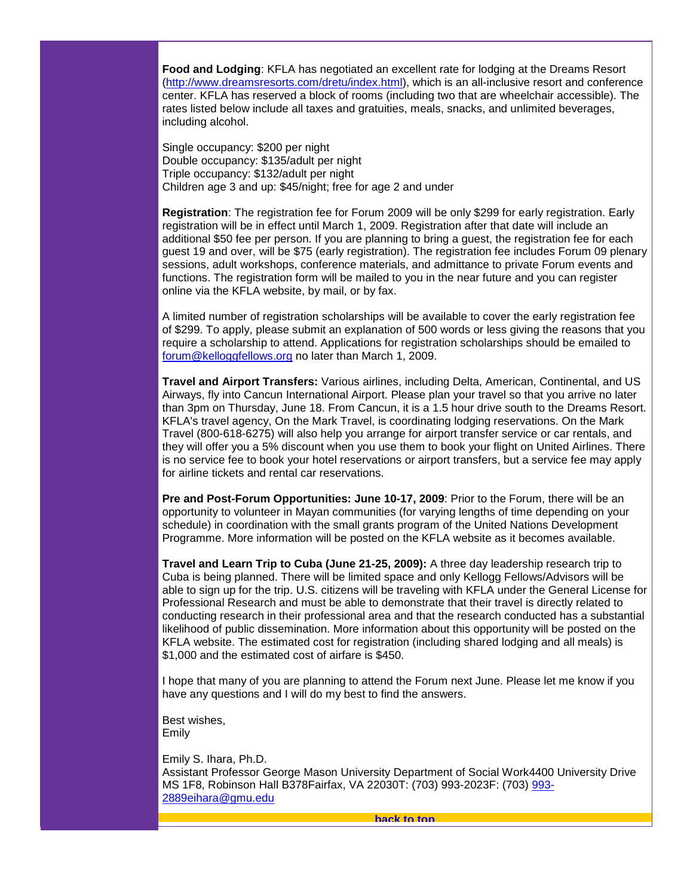**Food and Lodging**: KFLA has negotiated an excellent rate for lodging at the Dreams Resort (http://www.dreamsresorts.com/dretu/index.html), which is an all-inclusive resort and conference center. KFLA has reserved a block of rooms (including two that are wheelchair accessible). The rates listed below include all taxes and gratuities, meals, snacks, and unlimited beverages, including alcohol.

Single occupancy: $200 per night
Double occupancy: $135/adult per night
Triple occupancy: $132/adult per night
Children age 3 and up: $45/night; free for age 2 and under

**Registration**: The registration fee for Forum 2009 will be only $299 for early registration. Early registration will be in effect until March 1, 2009. Registration after that date will include an additional $50 fee per person. If you are planning to bring a guest, the registration fee for each guest 19 and over, will be $75 (early registration). The registration fee includes Forum 09 plenary sessions, adult workshops, conference materials, and admittance to private Forum events and functions. The registration form will be mailed to you in the near future and you can register online via the KFLA website, by mail, or by fax.

A limited number of registration scholarships will be available to cover the early registration fee of $299. To apply, please submit an explanation of 500 words or less giving the reasons that you require a scholarship to attend. Applications for registration scholarships should be emailed to forum@kelloggfellows.org no later than March 1, 2009.

**Travel and Airport Transfers:** Various airlines, including Delta, American, Continental, and US Airways, fly into Cancun International Airport. Please plan your travel so that you arrive no later than 3pm on Thursday, June 18. From Cancun, it is a 1.5 hour drive south to the Dreams Resort. KFLA's travel agency, On the Mark Travel, is coordinating lodging reservations. On the Mark Travel (800-618-6275) will also help you arrange for airport transfer service or car rentals, and they will offer you a 5% discount when you use them to book your flight on United Airlines. There is no service fee to book your hotel reservations or airport transfers, but a service fee may apply for airline tickets and rental car reservations.

**Pre and Post-Forum Opportunities: June 10-17, 2009**: Prior to the Forum, there will be an opportunity to volunteer in Mayan communities (for varying lengths of time depending on your schedule) in coordination with the small grants program of the United Nations Development Programme. More information will be posted on the KFLA website as it becomes available.

**Travel and Learn Trip to Cuba (June 21-25, 2009):** A three day leadership research trip to Cuba is being planned. There will be limited space and only Kellogg Fellows/Advisors will be able to sign up for the trip. U.S. citizens will be traveling with KFLA under the General License for Professional Research and must be able to demonstrate that their travel is directly related to conducting research in their professional area and that the research conducted has a substantial likelihood of public dissemination. More information about this opportunity will be posted on the KFLA website. The estimated cost for registration (including shared lodging and all meals) is $1,000 and the estimated cost of airfare is $450.

I hope that many of you are planning to attend the Forum next June. Please let me know if you have any questions and I will do my best to find the answers.

Best wishes,
Emily

Emily S. Ihara, Ph.D.
Assistant Professor George Mason University Department of Social Work4400 University Drive MS 1F8, Robinson Hall B378Fairfax, VA 22030T: (703) 993-2023F: (703) 993-2889eihara@gmu.edu

back to top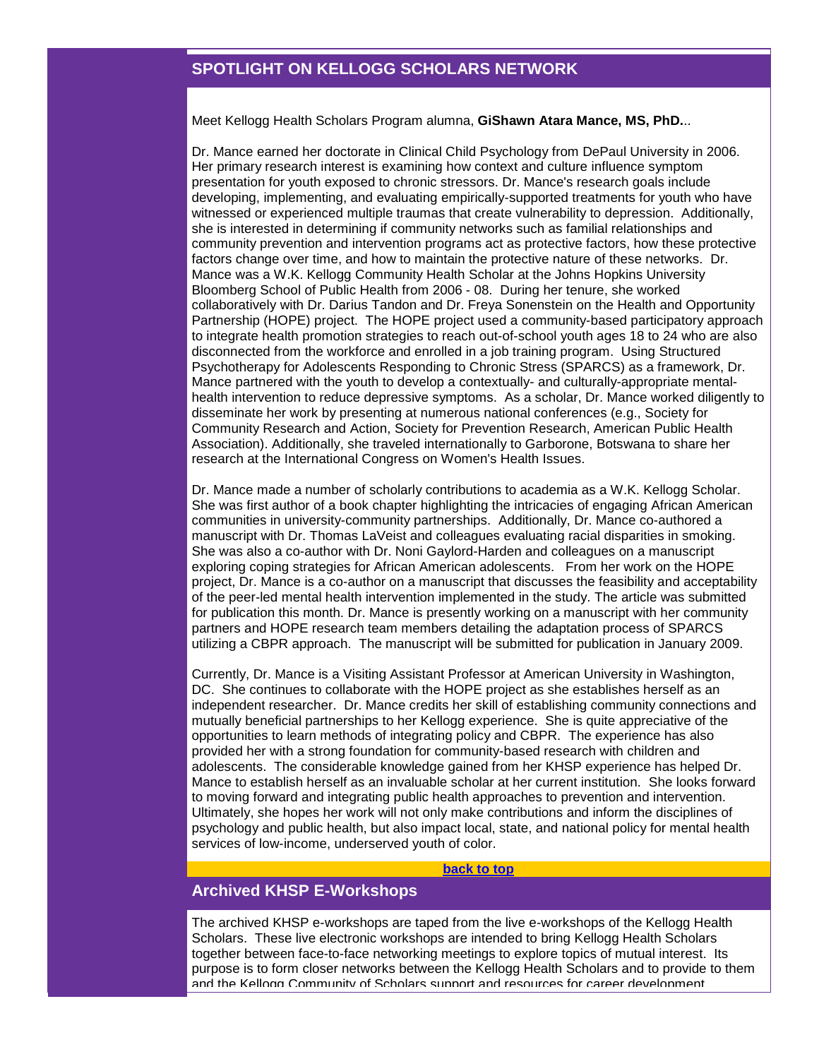## SPOTLIGHT ON KELLOGG SCHOLARS NETWORK

Meet Kellogg Health Scholars Program alumna, **GiShawn Atara Mance, MS, PhD.**..

Dr. Mance earned her doctorate in Clinical Child Psychology from DePaul University in 2006. Her primary research interest is examining how context and culture influence symptom presentation for youth exposed to chronic stressors. Dr. Mance's research goals include developing, implementing, and evaluating empirically-supported treatments for youth who have witnessed or experienced multiple traumas that create vulnerability to depression. Additionally, she is interested in determining if community networks such as familial relationships and community prevention and intervention programs act as protective factors, how these protective factors change over time, and how to maintain the protective nature of these networks. Dr. Mance was a W.K. Kellogg Community Health Scholar at the Johns Hopkins University Bloomberg School of Public Health from 2006 - 08. During her tenure, she worked collaboratively with Dr. Darius Tandon and Dr. Freya Sonenstein on the Health and Opportunity Partnership (HOPE) project. The HOPE project used a community-based participatory approach to integrate health promotion strategies to reach out-of-school youth ages 18 to 24 who are also disconnected from the workforce and enrolled in a job training program. Using Structured Psychotherapy for Adolescents Responding to Chronic Stress (SPARCS) as a framework, Dr. Mance partnered with the youth to develop a contextually- and culturally-appropriate mental-health intervention to reduce depressive symptoms. As a scholar, Dr. Mance worked diligently to disseminate her work by presenting at numerous national conferences (e.g., Society for Community Research and Action, Society for Prevention Research, American Public Health Association). Additionally, she traveled internationally to Garborone, Botswana to share her research at the International Congress on Women's Health Issues.

Dr. Mance made a number of scholarly contributions to academia as a W.K. Kellogg Scholar. She was first author of a book chapter highlighting the intricacies of engaging African American communities in university-community partnerships. Additionally, Dr. Mance co-authored a manuscript with Dr. Thomas LaVeist and colleagues evaluating racial disparities in smoking. She was also a co-author with Dr. Noni Gaylord-Harden and colleagues on a manuscript exploring coping strategies for African American adolescents. From her work on the HOPE project, Dr. Mance is a co-author on a manuscript that discusses the feasibility and acceptability of the peer-led mental health intervention implemented in the study. The article was submitted for publication this month. Dr. Mance is presently working on a manuscript with her community partners and HOPE research team members detailing the adaptation process of SPARCS utilizing a CBPR approach. The manuscript will be submitted for publication in January 2009.

Currently, Dr. Mance is a Visiting Assistant Professor at American University in Washington, DC. She continues to collaborate with the HOPE project as she establishes herself as an independent researcher. Dr. Mance credits her skill of establishing community connections and mutually beneficial partnerships to her Kellogg experience. She is quite appreciative of the opportunities to learn methods of integrating policy and CBPR. The experience has also provided her with a strong foundation for community-based research with children and adolescents. The considerable knowledge gained from her KHSP experience has helped Dr. Mance to establish herself as an invaluable scholar at her current institution. She looks forward to moving forward and integrating public health approaches to prevention and intervention. Ultimately, she hopes her work will not only make contributions and inform the disciplines of psychology and public health, but also impact local, state, and national policy for mental health services of low-income, underserved youth of color.

back to top

## Archived KHSP E-Workshops

The archived KHSP e-workshops are taped from the live e-workshops of the Kellogg Health Scholars. These live electronic workshops are intended to bring Kellogg Health Scholars together between face-to-face networking meetings to explore topics of mutual interest. Its purpose is to form closer networks between the Kellogg Health Scholars and to provide to them and the Kellogg Community of Scholars support and resources for career development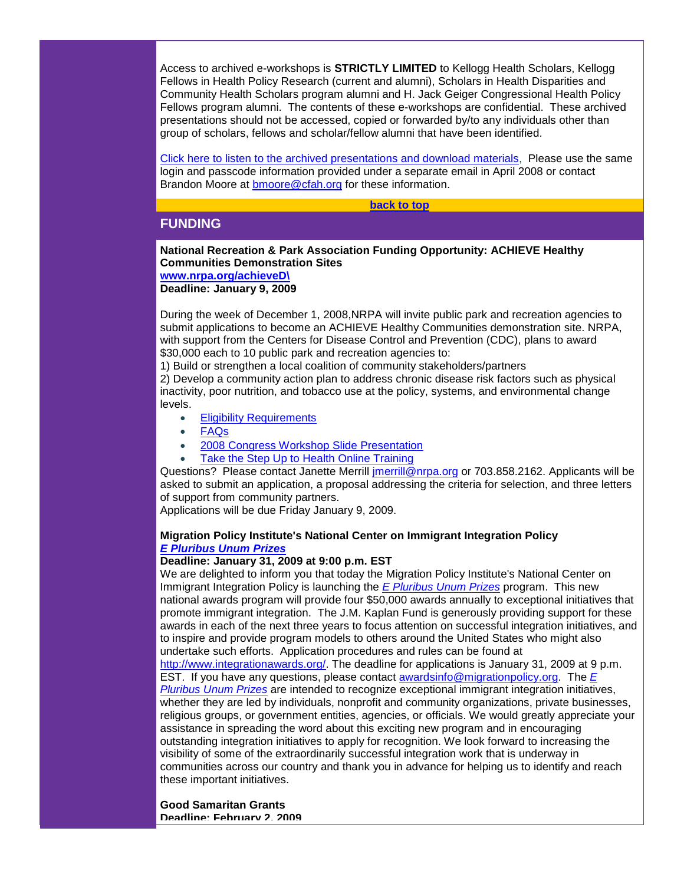Access to archived e-workshops is **STRICTLY LIMITED** to Kellogg Health Scholars, Kellogg Fellows in Health Policy Research (current and alumni), Scholars in Health Disparities and Community Health Scholars program alumni and H. Jack Geiger Congressional Health Policy Fellows program alumni. The contents of these e-workshops are confidential. These archived presentations should not be accessed, copied or forwarded by/to any individuals other than group of scholars, fellows and scholar/fellow alumni that have been identified.

Click here to listen to the archived presentations and download materials, Please use the same login and passcode information provided under a separate email in April 2008 or contact Brandon Moore at bmoore@cfah.org for these information.

**back to top**

## FUNDING

**National Recreation & Park Association Funding Opportunity: ACHIEVE Healthy Communities Demonstration Sites**
**www.nrpa.org/achieveD\**
**Deadline: January 9, 2009**

During the week of December 1, 2008,NRPA will invite public park and recreation agencies to submit applications to become an ACHIEVE Healthy Communities demonstration site. NRPA, with support from the Centers for Disease Control and Prevention (CDC), plans to award $30,000 each to 10 public park and recreation agencies to:
1) Build or strengthen a local coalition of community stakeholders/partners
2) Develop a community action plan to address chronic disease risk factors such as physical inactivity, poor nutrition, and tobacco use at the policy, systems, and environmental change levels.

- Eligibility Requirements
- FAQs
- 2008 Congress Workshop Slide Presentation
- Take the Step Up to Health Online Training

Questions? Please contact Janette Merrill jmerrill@nrpa.org or 703.858.2162. Applicants will be asked to submit an application, a proposal addressing the criteria for selection, and three letters of support from community partners.
Applications will be due Friday January 9, 2009.

**Migration Policy Institute's National Center on Immigrant Integration Policy**
***E Pluribus Unum Prizes***
**Deadline: January 31, 2009 at 9:00 p.m. EST**
We are delighted to inform you that today the Migration Policy Institute's National Center on Immigrant Integration Policy is launching the *E Pluribus Unum Prizes* program. This new national awards program will provide four $50,000 awards annually to exceptional initiatives that promote immigrant integration. The J.M. Kaplan Fund is generously providing support for these awards in each of the next three years to focus attention on successful integration initiatives, and to inspire and provide program models to others around the United States who might also undertake such efforts. Application procedures and rules can be found at http://www.integrationawards.org/. The deadline for applications is January 31, 2009 at 9 p.m. EST. If you have any questions, please contact awardsinfo@migrationpolicy.org. The *E Pluribus Unum Prizes* are intended to recognize exceptional immigrant integration initiatives, whether they are led by individuals, nonprofit and community organizations, private businesses, religious groups, or government entities, agencies, or officials. We would greatly appreciate your assistance in spreading the word about this exciting new program and in encouraging outstanding integration initiatives to apply for recognition. We look forward to increasing the visibility of some of the extraordinarily successful integration work that is underway in communities across our country and thank you in advance for helping us to identify and reach these important initiatives.

**Good Samaritan Grants**
**Deadline: February 2, 2009**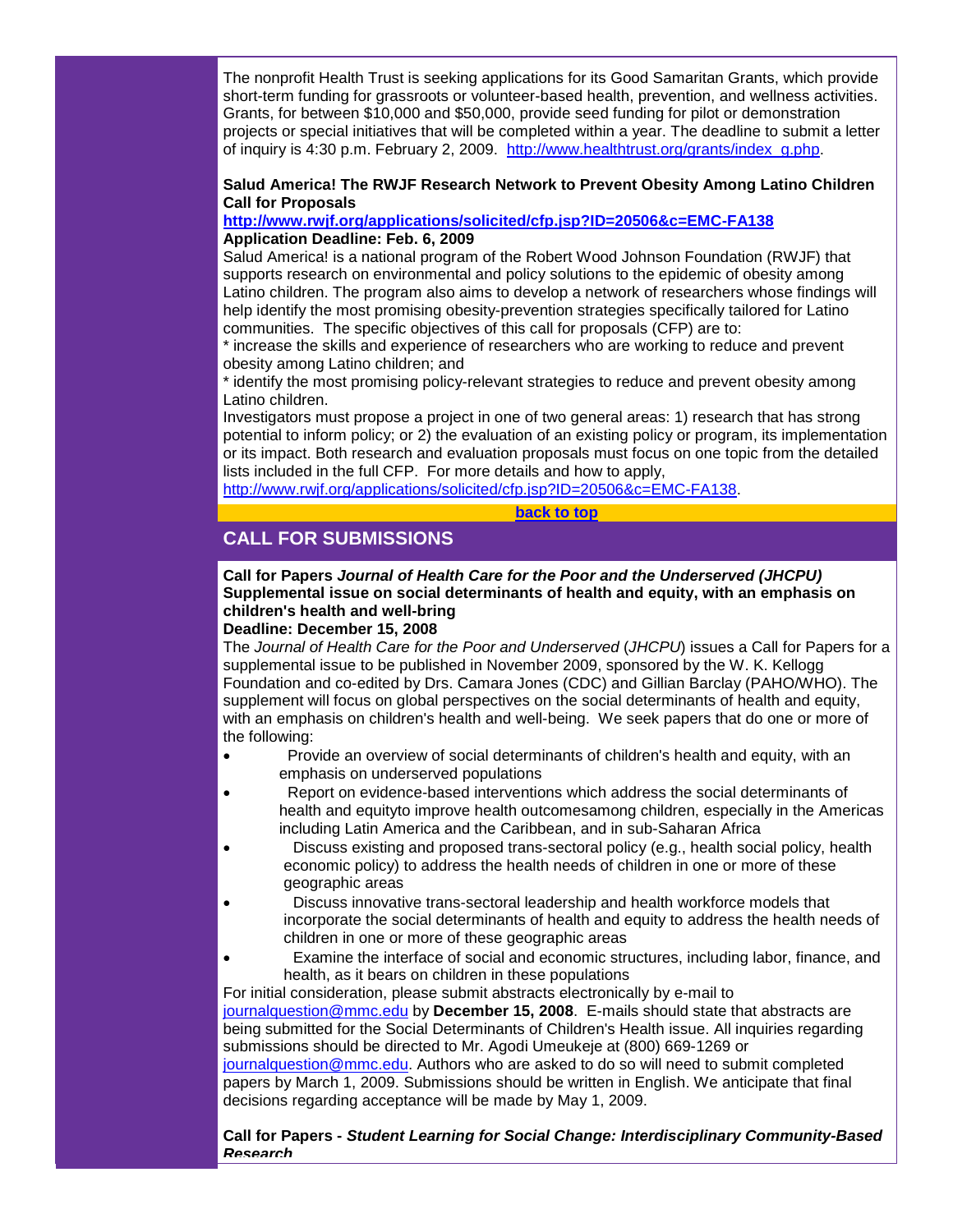The nonprofit Health Trust is seeking applications for its Good Samaritan Grants, which provide short-term funding for grassroots or volunteer-based health, prevention, and wellness activities. Grants, for between $10,000 and $50,000, provide seed funding for pilot or demonstration projects or special initiatives that will be completed within a year. The deadline to submit a letter of inquiry is 4:30 p.m. February 2, 2009. [http://www.healthtrust.org/grants/index_g.php](http://www.healthtrust.org/grants/index_g.php).

**Salud America! The RWJF Research Network to Prevent Obesity Among Latino Children Call for Proposals**
**[http://www.rwjf.org/applications/solicited/cfp.jsp?ID=20506&c=EMC-FA138](http://www.rwjf.org/applications/solicited/cfp.jsp?ID=20506&c=EMC-FA138)**
**Application Deadline: Feb. 6, 2009**
Salud America! is a national program of the Robert Wood Johnson Foundation (RWJF) that supports research on environmental and policy solutions to the epidemic of obesity among Latino children. The program also aims to develop a network of researchers whose findings will help identify the most promising obesity-prevention strategies specifically tailored for Latino communities. The specific objectives of this call for proposals (CFP) are to:
* increase the skills and experience of researchers who are working to reduce and prevent obesity among Latino children; and
* identify the most promising policy-relevant strategies to reduce and prevent obesity among Latino children.
Investigators must propose a project in one of two general areas: 1) research that has strong potential to inform policy; or 2) the evaluation of an existing policy or program, its implementation or its impact. Both research and evaluation proposals must focus on one topic from the detailed lists included in the full CFP. For more details and how to apply, [http://www.rwjf.org/applications/solicited/cfp.jsp?ID=20506&c=EMC-FA138](http://www.rwjf.org/applications/solicited/cfp.jsp?ID=20506&c=EMC-FA138).

**back to top**

## CALL FOR SUBMISSIONS

**Call for Papers *Journal of Health Care for the Poor and the Underserved (JHCPU)* Supplemental issue on social determinants of health and equity, with an emphasis on children's health and well-bring**
**Deadline: December 15, 2008**
The *Journal of Health Care for the Poor and Underserved* (*JHCPU*) issues a Call for Papers for a supplemental issue to be published in November 2009, sponsored by the W. K. Kellogg Foundation and co-edited by Drs. Camara Jones (CDC) and Gillian Barclay (PAHO/WHO). The supplement will focus on global perspectives on the social determinants of health and equity, with an emphasis on children's health and well-being. We seek papers that do one or more of the following:

- Provide an overview of social determinants of children's health and equity, with an emphasis on underserved populations
- Report on evidence-based interventions which address the social determinants of health and equityto improve health outcomesamong children, especially in the Americas including Latin America and the Caribbean, and in sub-Saharan Africa
- Discuss existing and proposed trans-sectoral policy (e.g., health social policy, health economic policy) to address the health needs of children in one or more of these geographic areas
- Discuss innovative trans-sectoral leadership and health workforce models that incorporate the social determinants of health and equity to address the health needs of children in one or more of these geographic areas
- Examine the interface of social and economic structures, including labor, finance, and health, as it bears on children in these populations

For initial consideration, please submit abstracts electronically by e-mail to [journalquestion@mmc.edu](mailto:journalquestion@mmc.edu) by **December 15, 2008**. E-mails should state that abstracts are being submitted for the Social Determinants of Children's Health issue. All inquiries regarding submissions should be directed to Mr. Agodi Umeukeje at (800) 669-1269 or [journalquestion@mmc.edu](mailto:journalquestion@mmc.edu). Authors who are asked to do so will need to submit completed papers by March 1, 2009. Submissions should be written in English. We anticipate that final decisions regarding acceptance will be made by May 1, 2009.

**Call for Papers - *Student Learning for Social Change: Interdisciplinary Community-Based Research***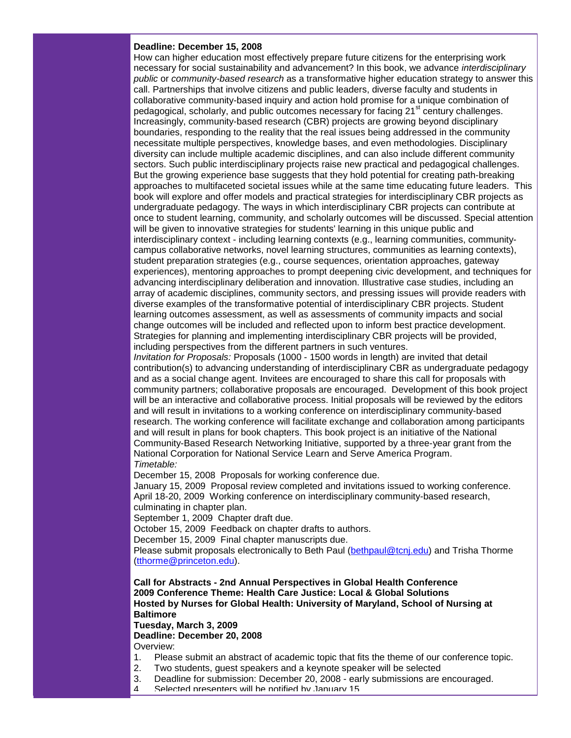**Deadline: December 15, 2008**

How can higher education most effectively prepare future citizens for the enterprising work necessary for social sustainability and advancement? In this book, we advance *interdisciplinary public* or *community-based research* as a transformative higher education strategy to answer this call. Partnerships that involve citizens and public leaders, diverse faculty and students in collaborative community-based inquiry and action hold promise for a unique combination of pedagogical, scholarly, and public outcomes necessary for facing 21st century challenges. Increasingly, community-based research (CBR) projects are growing beyond disciplinary boundaries, responding to the reality that the real issues being addressed in the community necessitate multiple perspectives, knowledge bases, and even methodologies. Disciplinary diversity can include multiple academic disciplines, and can also include different community sectors. Such public interdisciplinary projects raise new practical and pedagogical challenges. But the growing experience base suggests that they hold potential for creating path-breaking approaches to multifaceted societal issues while at the same time educating future leaders. This book will explore and offer models and practical strategies for interdisciplinary CBR projects as undergraduate pedagogy. The ways in which interdisciplinary CBR projects can contribute at once to student learning, community, and scholarly outcomes will be discussed. Special attention will be given to innovative strategies for students' learning in this unique public and interdisciplinary context - including learning contexts (e.g., learning communities, community-campus collaborative networks, novel learning structures, communities as learning contexts), student preparation strategies (e.g., course sequences, orientation approaches, gateway experiences), mentoring approaches to prompt deepening civic development, and techniques for advancing interdisciplinary deliberation and innovation. Illustrative case studies, including an array of academic disciplines, community sectors, and pressing issues will provide readers with diverse examples of the transformative potential of interdisciplinary CBR projects. Student learning outcomes assessment, as well as assessments of community impacts and social change outcomes will be included and reflected upon to inform best practice development. Strategies for planning and implementing interdisciplinary CBR projects will be provided, including perspectives from the different partners in such ventures.

*Invitation for Proposals:* Proposals (1000 - 1500 words in length) are invited that detail contribution(s) to advancing understanding of interdisciplinary CBR as undergraduate pedagogy and as a social change agent. Invitees are encouraged to share this call for proposals with community partners; collaborative proposals are encouraged. Development of this book project will be an interactive and collaborative process. Initial proposals will be reviewed by the editors and will result in invitations to a working conference on interdisciplinary community-based research. The working conference will facilitate exchange and collaboration among participants and will result in plans for book chapters. This book project is an initiative of the National Community-Based Research Networking Initiative, supported by a three-year grant from the National Corporation for National Service Learn and Serve America Program.

*Timetable:*

December 15, 2008 Proposals for working conference due.
January 15, 2009 Proposal review completed and invitations issued to working conference.
April 18-20, 2009 Working conference on interdisciplinary community-based research, culminating in chapter plan.
September 1, 2009 Chapter draft due.
October 15, 2009 Feedback on chapter drafts to authors.
December 15, 2009 Final chapter manuscripts due.

Please submit proposals electronically to Beth Paul (bethpaul@tcnj.edu) and Trisha Thorme (tthorme@princeton.edu).

**Call for Abstracts - 2nd Annual Perspectives in Global Health Conference**
**2009 Conference Theme: Health Care Justice: Local & Global Solutions**
**Hosted by Nurses for Global Health: University of Maryland, School of Nursing at Baltimore**
**Tuesday, March 3, 2009**
**Deadline: December 20, 2008**

Overview:

1. Please submit an abstract of academic topic that fits the theme of our conference topic.
2. Two students, guest speakers and a keynote speaker will be selected
3. Deadline for submission: December 20, 2008 - early submissions are encouraged.
4. Selected presenters will be notified by January 15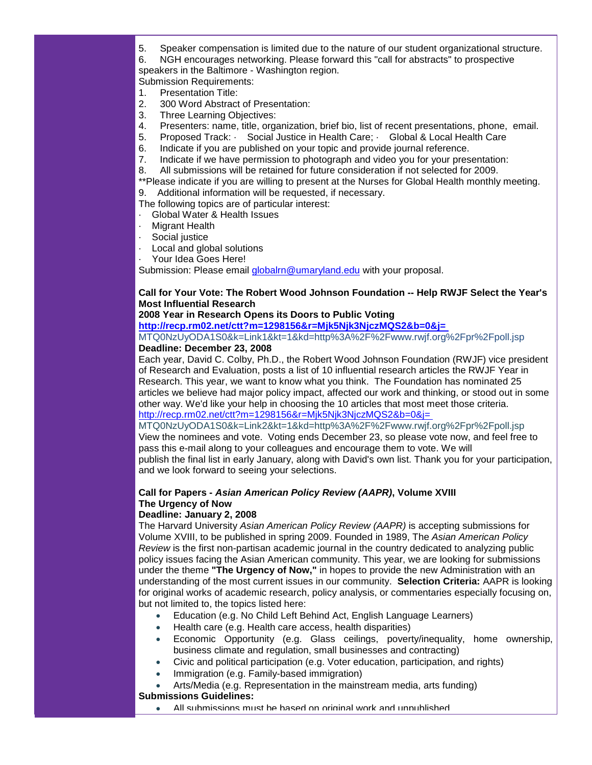5. Speaker compensation is limited due to the nature of our student organizational structure.
6. NGH encourages networking. Please forward this "call for abstracts" to prospective speakers in the Baltimore - Washington region.

Submission Requirements:

1. Presentation Title:
2. 300 Word Abstract of Presentation:
3. Three Learning Objectives:
4. Presenters: name, title, organization, brief bio, list of recent presentations, phone, email.
5. Proposed Track: · Social Justice in Health Care; · Global & Local Health Care
6. Indicate if you are published on your topic and provide journal reference.
7. Indicate if we have permission to photograph and video you for your presentation:
8. All submissions will be retained for future consideration if not selected for 2009.

**Please indicate if you are willing to present at the Nurses for Global Health monthly meeting.

9. Additional information will be requested, if necessary.

The following topics are of particular interest:

- Global Water & Health Issues
- Migrant Health
- Social justice
- Local and global solutions
- Your Idea Goes Here!

Submission: Please email [globalrn@umaryland.edu](mailto:globalrn@umaryland.edu) with your proposal.

**Call for Your Vote: The Robert Wood Johnson Foundation -- Help RWJF Select the Year's Most Influential Research**

**2008 Year in Research Opens its Doors to Public Voting**

**http://recp.rm02.net/ctt?m=1298156&r=Mjk5Njk3NjczMQS2&b=0&j=**
MTQ0NzUyODA1S0&k=Link1&kt=1&kd=http%3A%2F%2Fwww.rwjf.org%2Fpr%2Fpoll.jsp

**Deadline: December 23, 2008**

Each year, David C. Colby, Ph.D., the Robert Wood Johnson Foundation (RWJF) vice president of Research and Evaluation, posts a list of 10 influential research articles the RWJF Year in Research. This year, we want to know what you think. The Foundation has nominated 25 articles we believe had major policy impact, affected our work and thinking, or stood out in some other way. We'd like your help in choosing the 10 articles that most meet those criteria.
http://recp.rm02.net/ctt?m=1298156&r=Mjk5Njk3NjczMQS2&b=0&j=
MTQ0NzUyODA1S0&k=Link2&kt=1&kd=http%3A%2F%2Fwww.rwjf.org%2Fpr%2Fpoll.jsp
View the nominees and vote. Voting ends December 23, so please vote now, and feel free to pass this e-mail along to your colleagues and encourage them to vote. We will publish the final list in early January, along with David's own list. Thank you for your participation, and we look forward to seeing your selections.

**Call for Papers - *Asian American Policy Review (AAPR)*, Volume XVIII**

**The Urgency of Now**

**Deadline: January 2, 2008**

The Harvard University *Asian American Policy Review (AAPR)* is accepting submissions for Volume XVIII, to be published in spring 2009. Founded in 1989, The *Asian American Policy Review* is the first non-partisan academic journal in the country dedicated to analyzing public policy issues facing the Asian American community. This year, we are looking for submissions under the theme **"The Urgency of Now,"** in hopes to provide the new Administration with an understanding of the most current issues in our community. **Selection Criteria:** AAPR is looking for original works of academic research, policy analysis, or commentaries especially focusing on, but not limited to, the topics listed here:

- Education (e.g. No Child Left Behind Act, English Language Learners)
- Health care (e.g. Health care access, health disparities)
- Economic Opportunity (e.g. Glass ceilings, poverty/inequality, home ownership, business climate and regulation, small businesses and contracting)
- Civic and political participation (e.g. Voter education, participation, and rights)
- Immigration (e.g. Family-based immigration)
- Arts/Media (e.g. Representation in the mainstream media, arts funding)

**Submissions Guidelines:**

- All submissions must be based on original work and unpublished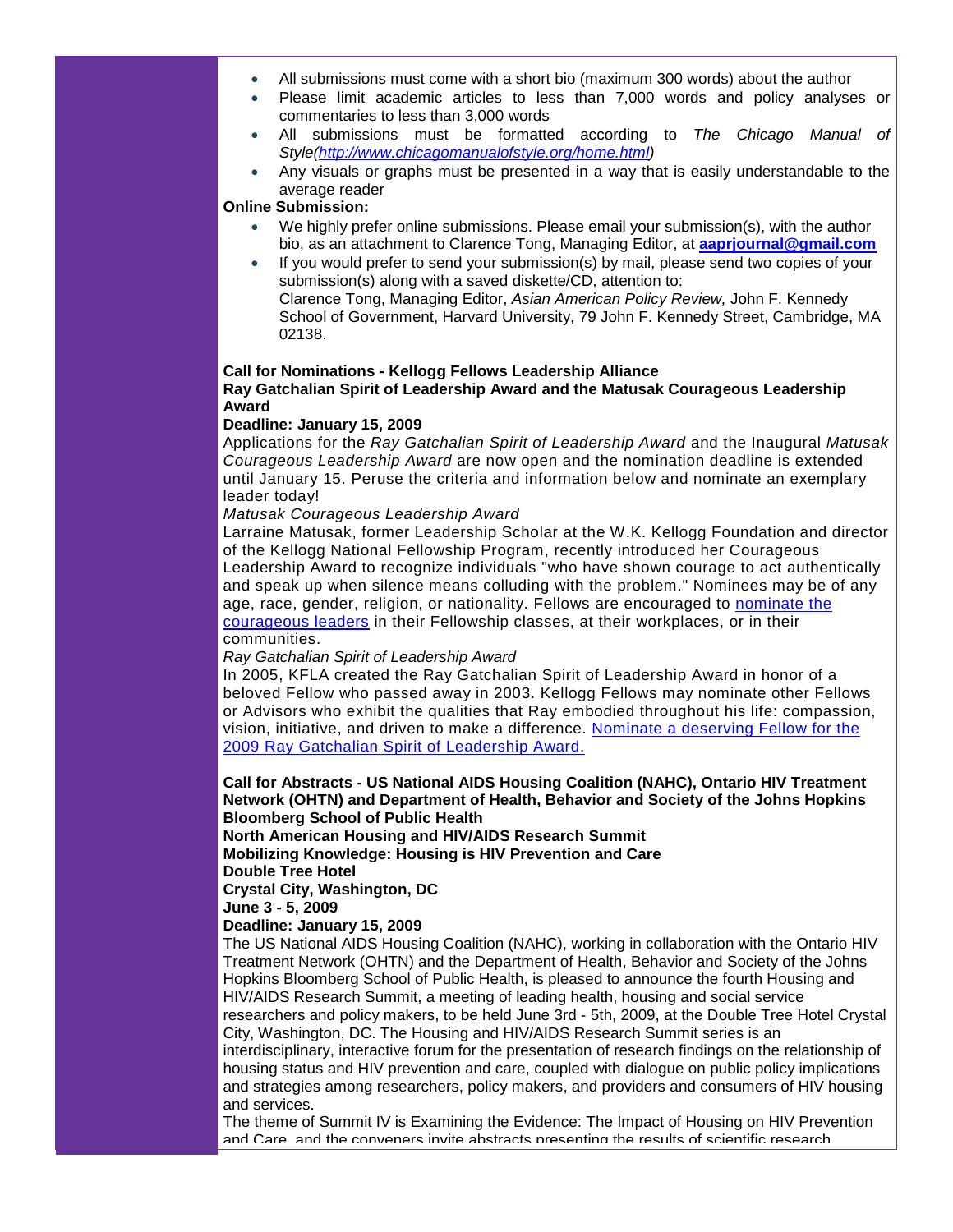- All submissions must come with a short bio (maximum 300 words) about the author
- Please limit academic articles to less than 7,000 words and policy analyses or commentaries to less than 3,000 words
- All submissions must be formatted according to *The Chicago Manual of Style(http://www.chicagomanualofstyle.org/home.html)*
- Any visuals or graphs must be presented in a way that is easily understandable to the average reader

**Online Submission:**

- We highly prefer online submissions. Please email your submission(s), with the author bio, as an attachment to Clarence Tong, Managing Editor, at **aaprjournal@gmail.com**
- If you would prefer to send your submission(s) by mail, please send two copies of your submission(s) along with a saved diskette/CD, attention to:
  Clarence Tong, Managing Editor, *Asian American Policy Review,* John F. Kennedy School of Government, Harvard University, 79 John F. Kennedy Street, Cambridge, MA 02138.

**Call for Nominations - Kellogg Fellows Leadership Alliance**
**Ray Gatchalian Spirit of Leadership Award and the Matusak Courageous Leadership Award**
**Deadline: January 15, 2009**

Applications for the *Ray Gatchalian Spirit of Leadership Award* and the Inaugural *Matusak Courageous Leadership Award* are now open and the nomination deadline is extended until January 15. Peruse the criteria and information below and nominate an exemplary leader today!

*Matusak Courageous Leadership Award*

Larraine Matusak, former Leadership Scholar at the W.K. Kellogg Foundation and director of the Kellogg National Fellowship Program, recently introduced her Courageous Leadership Award to recognize individuals "who have shown courage to act authentically and speak up when silence means colluding with the problem." Nominees may be of any age, race, gender, religion, or nationality. Fellows are encouraged to nominate the courageous leaders in their Fellowship classes, at their workplaces, or in their communities.

*Ray Gatchalian Spirit of Leadership Award*

In 2005, KFLA created the Ray Gatchalian Spirit of Leadership Award in honor of a beloved Fellow who passed away in 2003. Kellogg Fellows may nominate other Fellows or Advisors who exhibit the qualities that Ray embodied throughout his life: compassion, vision, initiative, and driven to make a difference. Nominate a deserving Fellow for the 2009 Ray Gatchalian Spirit of Leadership Award.

**Call for Abstracts - US National AIDS Housing Coalition (NAHC), Ontario HIV Treatment Network (OHTN) and Department of Health, Behavior and Society of the Johns Hopkins Bloomberg School of Public Health**
**North American Housing and HIV/AIDS Research Summit**
**Mobilizing Knowledge: Housing is HIV Prevention and Care**
**Double Tree Hotel**
**Crystal City, Washington, DC**
**June 3 - 5, 2009**
**Deadline: January 15, 2009**

The US National AIDS Housing Coalition (NAHC), working in collaboration with the Ontario HIV Treatment Network (OHTN) and the Department of Health, Behavior and Society of the Johns Hopkins Bloomberg School of Public Health, is pleased to announce the fourth Housing and HIV/AIDS Research Summit, a meeting of leading health, housing and social service researchers and policy makers, to be held June 3rd - 5th, 2009, at the Double Tree Hotel Crystal City, Washington, DC. The Housing and HIV/AIDS Research Summit series is an interdisciplinary, interactive forum for the presentation of research findings on the relationship of housing status and HIV prevention and care, coupled with dialogue on public policy implications and strategies among researchers, policy makers, and providers and consumers of HIV housing and services.

The theme of Summit IV is Examining the Evidence: The Impact of Housing on HIV Prevention and Care, and the conveners invite abstracts presenting the results of scientific research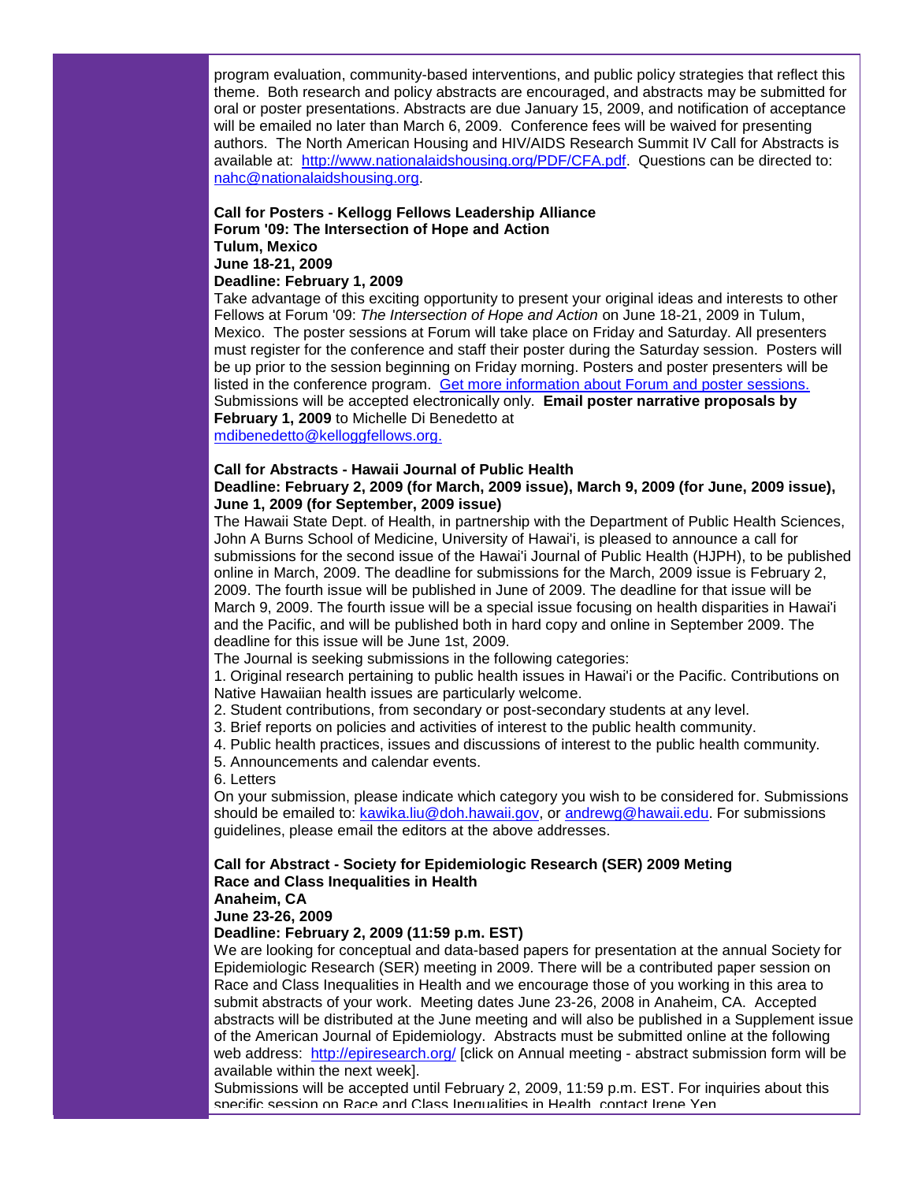program evaluation, community-based interventions, and public policy strategies that reflect this theme. Both research and policy abstracts are encouraged, and abstracts may be submitted for oral or poster presentations. Abstracts are due January 15, 2009, and notification of acceptance will be emailed no later than March 6, 2009. Conference fees will be waived for presenting authors. The North American Housing and HIV/AIDS Research Summit IV Call for Abstracts is available at: [http://www.nationalaidshousing.org/PDF/CFA.pdf](http://www.nationalaidshousing.org/PDF/CFA.pdf). Questions can be directed to: [nahc@nationalaidshousing.org](mailto:nahc@nationalaidshousing.org).

**Call for Posters - Kellogg Fellows Leadership Alliance**
**Forum '09: The Intersection of Hope and Action**
**Tulum, Mexico**
**June 18-21, 2009**
**Deadline: February 1, 2009**

Take advantage of this exciting opportunity to present your original ideas and interests to other Fellows at Forum '09: *The Intersection of Hope and Action* on June 18-21, 2009 in Tulum, Mexico. The poster sessions at Forum will take place on Friday and Saturday. All presenters must register for the conference and staff their poster during the Saturday session. Posters will be up prior to the session beginning on Friday morning. Posters and poster presenters will be listed in the conference program. Get more information about Forum and poster sessions. Submissions will be accepted electronically only. **Email poster narrative proposals by February 1, 2009** to Michelle Di Benedetto at [mdibenedetto@kelloggfellows.org.](mailto:mdibenedetto@kelloggfellows.org)

**Call for Abstracts - Hawaii Journal of Public Health**
**Deadline: February 2, 2009 (for March, 2009 issue), March 9, 2009 (for June, 2009 issue), June 1, 2009 (for September, 2009 issue)**

The Hawaii State Dept. of Health, in partnership with the Department of Public Health Sciences, John A Burns School of Medicine, University of Hawai'i, is pleased to announce a call for submissions for the second issue of the Hawai'i Journal of Public Health (HJPH), to be published online in March, 2009. The deadline for submissions for the March, 2009 issue is February 2, 2009. The fourth issue will be published in June of 2009. The deadline for that issue will be March 9, 2009. The fourth issue will be a special issue focusing on health disparities in Hawai'i and the Pacific, and will be published both in hard copy and online in September 2009. The deadline for this issue will be June 1st, 2009.

The Journal is seeking submissions in the following categories:

1. Original research pertaining to public health issues in Hawai'i or the Pacific. Contributions on Native Hawaiian health issues are particularly welcome.
2. Student contributions, from secondary or post-secondary students at any level.
3. Brief reports on policies and activities of interest to the public health community.
4. Public health practices, issues and discussions of interest to the public health community.
5. Announcements and calendar events.
6. Letters

On your submission, please indicate which category you wish to be considered for. Submissions should be emailed to: [kawika.liu@doh.hawaii.gov](mailto:kawika.liu@doh.hawaii.gov), or [andrewg@hawaii.edu](mailto:andrewg@hawaii.edu). For submissions guidelines, please email the editors at the above addresses.

**Call for Abstract - Society for Epidemiologic Research (SER) 2009 Meting**
**Race and Class Inequalities in Health**
**Anaheim, CA**
**June 23-26, 2009**
**Deadline: February 2, 2009 (11:59 p.m. EST)**

We are looking for conceptual and data-based papers for presentation at the annual Society for Epidemiologic Research (SER) meeting in 2009. There will be a contributed paper session on Race and Class Inequalities in Health and we encourage those of you working in this area to submit abstracts of your work. Meeting dates June 23-26, 2008 in Anaheim, CA. Accepted abstracts will be distributed at the June meeting and will also be published in a Supplement issue of the American Journal of Epidemiology. Abstracts must be submitted online at the following web address: [http://epiresearch.org/](http://epiresearch.org/) [click on Annual meeting - abstract submission form will be available within the next week].

Submissions will be accepted until February 2, 2009, 11:59 p.m. EST. For inquiries about this specific session on Race and Class Inequalities in Health, contact Irene Yen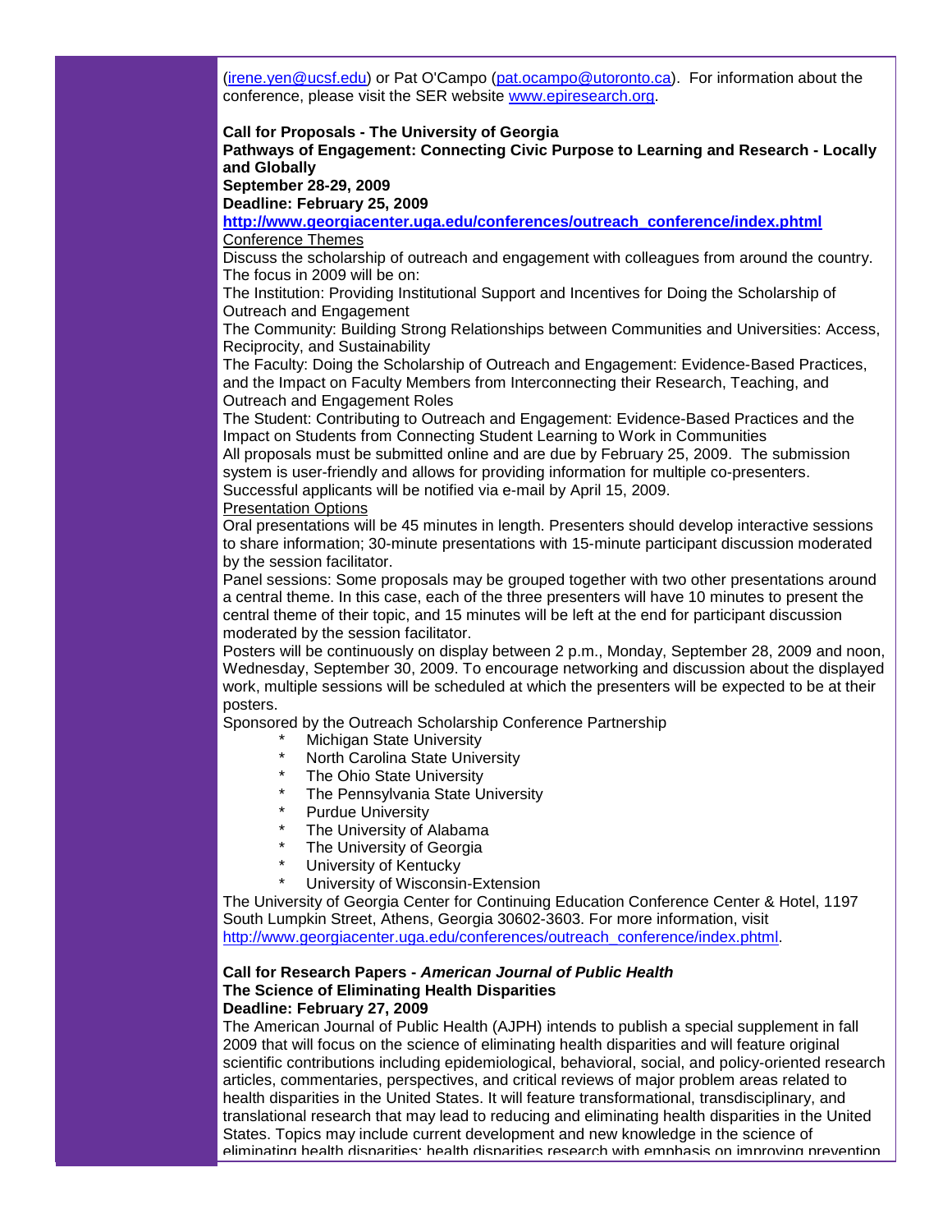(irene.yen@ucsf.edu) or Pat O'Campo (pat.ocampo@utoronto.ca). For information about the conference, please visit the SER website www.epiresearch.org.

**Call for Proposals - The University of Georgia**
**Pathways of Engagement: Connecting Civic Purpose to Learning and Research - Locally and Globally**
**September 28-29, 2009**
**Deadline: February 25, 2009**
**http://www.georgiacenter.uga.edu/conferences/outreach_conference/index.phtml**

Conference Themes

Discuss the scholarship of outreach and engagement with colleagues from around the country. The focus in 2009 will be on:

The Institution: Providing Institutional Support and Incentives for Doing the Scholarship of Outreach and Engagement

The Community: Building Strong Relationships between Communities and Universities: Access, Reciprocity, and Sustainability

The Faculty: Doing the Scholarship of Outreach and Engagement: Evidence-Based Practices, and the Impact on Faculty Members from Interconnecting their Research, Teaching, and Outreach and Engagement Roles

The Student: Contributing to Outreach and Engagement: Evidence-Based Practices and the Impact on Students from Connecting Student Learning to Work in Communities

All proposals must be submitted online and are due by February 25, 2009. The submission system is user-friendly and allows for providing information for multiple co-presenters. Successful applicants will be notified via e-mail by April 15, 2009.

Presentation Options

Oral presentations will be 45 minutes in length. Presenters should develop interactive sessions to share information; 30-minute presentations with 15-minute participant discussion moderated by the session facilitator.

Panel sessions: Some proposals may be grouped together with two other presentations around a central theme. In this case, each of the three presenters will have 10 minutes to present the central theme of their topic, and 15 minutes will be left at the end for participant discussion moderated by the session facilitator.

Posters will be continuously on display between 2 p.m., Monday, September 28, 2009 and noon, Wednesday, September 30, 2009. To encourage networking and discussion about the displayed work, multiple sessions will be scheduled at which the presenters will be expected to be at their posters.

Sponsored by the Outreach Scholarship Conference Partnership

* Michigan State University
* North Carolina State University
* The Ohio State University
* The Pennsylvania State University
* Purdue University
* The University of Alabama
* The University of Georgia
* University of Kentucky
* University of Wisconsin-Extension

The University of Georgia Center for Continuing Education Conference Center & Hotel, 1197 South Lumpkin Street, Athens, Georgia 30602-3603. For more information, visit http://www.georgiacenter.uga.edu/conferences/outreach_conference/index.phtml.

**Call for Research Papers - *American Journal of Public Health***
**The Science of Eliminating Health Disparities**
**Deadline: February 27, 2009**

The American Journal of Public Health (AJPH) intends to publish a special supplement in fall 2009 that will focus on the science of eliminating health disparities and will feature original scientific contributions including epidemiological, behavioral, social, and policy-oriented research articles, commentaries, perspectives, and critical reviews of major problem areas related to health disparities in the United States. It will feature transformational, transdisciplinary, and translational research that may lead to reducing and eliminating health disparities in the United States. Topics may include current development and new knowledge in the science of eliminating health disparities; health disparities research with emphasis on improving prevention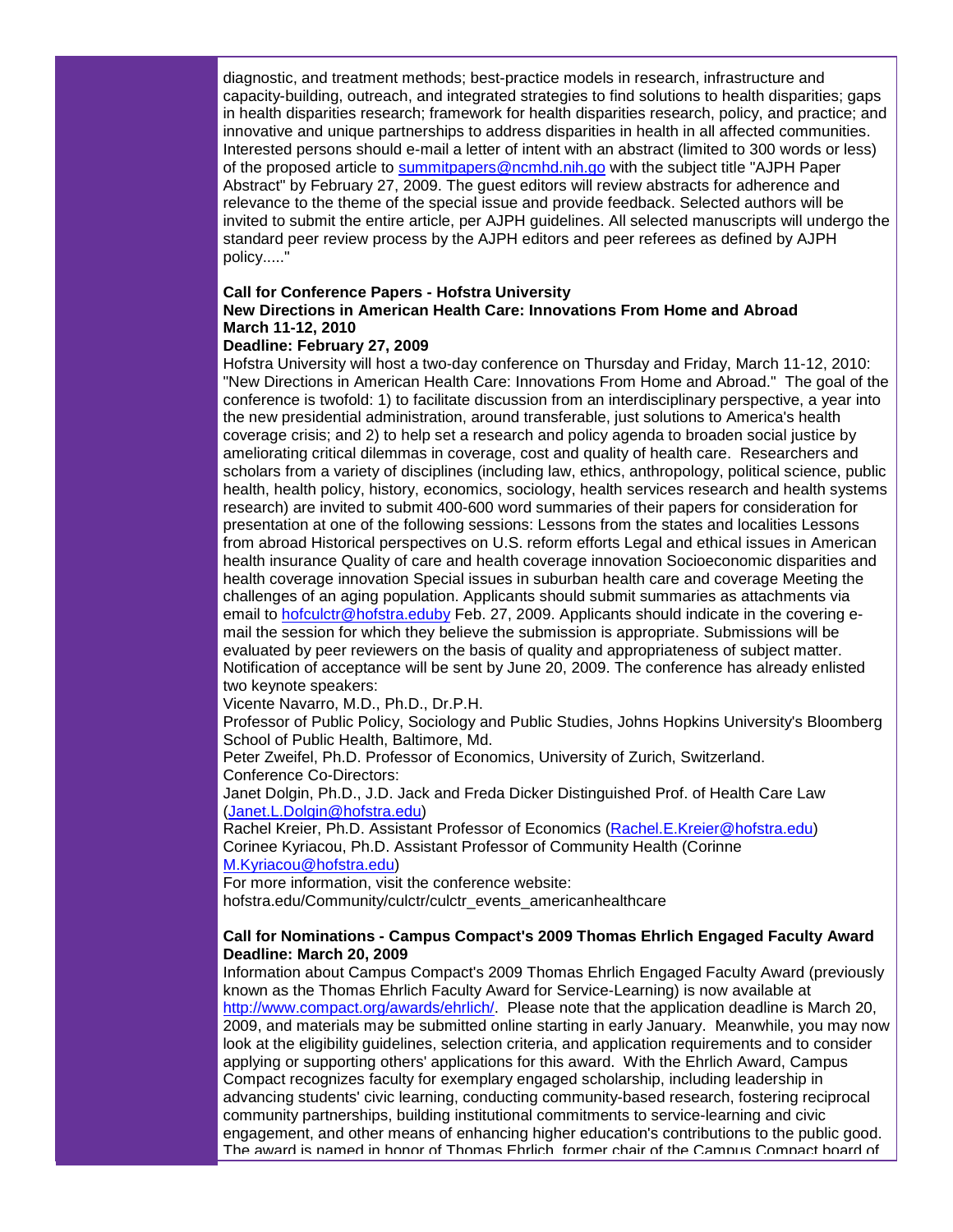diagnostic, and treatment methods; best-practice models in research, infrastructure and capacity-building, outreach, and integrated strategies to find solutions to health disparities; gaps in health disparities research; framework for health disparities research, policy, and practice; and innovative and unique partnerships to address disparities in health in all affected communities. Interested persons should e-mail a letter of intent with an abstract (limited to 300 words or less) of the proposed article to summitpapers@ncmhd.nih.go with the subject title "AJPH Paper Abstract" by February 27, 2009. The guest editors will review abstracts for adherence and relevance to the theme of the special issue and provide feedback. Selected authors will be invited to submit the entire article, per AJPH guidelines. All selected manuscripts will undergo the standard peer review process by the AJPH editors and peer referees as defined by AJPH policy....."

**Call for Conference Papers - Hofstra University**
**New Directions in American Health Care: Innovations From Home and Abroad**
**March 11-12, 2010**
**Deadline: February 27, 2009**

Hofstra University will host a two-day conference on Thursday and Friday, March 11-12, 2010: "New Directions in American Health Care: Innovations From Home and Abroad." The goal of the conference is twofold: 1) to facilitate discussion from an interdisciplinary perspective, a year into the new presidential administration, around transferable, just solutions to America's health coverage crisis; and 2) to help set a research and policy agenda to broaden social justice by ameliorating critical dilemmas in coverage, cost and quality of health care. Researchers and scholars from a variety of disciplines (including law, ethics, anthropology, political science, public health, health policy, history, economics, sociology, health services research and health systems research) are invited to submit 400-600 word summaries of their papers for consideration for presentation at one of the following sessions: Lessons from the states and localities Lessons from abroad Historical perspectives on U.S. reform efforts Legal and ethical issues in American health insurance Quality of care and health coverage innovation Socioeconomic disparities and health coverage innovation Special issues in suburban health care and coverage Meeting the challenges of an aging population. Applicants should submit summaries as attachments via email to hofculctr@hofstra.eduby Feb. 27, 2009. Applicants should indicate in the covering e-mail the session for which they believe the submission is appropriate. Submissions will be evaluated by peer reviewers on the basis of quality and appropriateness of subject matter. Notification of acceptance will be sent by June 20, 2009. The conference has already enlisted two keynote speakers:

Vicente Navarro, M.D., Ph.D., Dr.P.H.
Professor of Public Policy, Sociology and Public Studies, Johns Hopkins University's Bloomberg School of Public Health, Baltimore, Md.
Peter Zweifel, Ph.D. Professor of Economics, University of Zurich, Switzerland.
Conference Co-Directors:
Janet Dolgin, Ph.D., J.D. Jack and Freda Dicker Distinguished Prof. of Health Care Law (Janet.L.Dolgin@hofstra.edu)
Rachel Kreier, Ph.D. Assistant Professor of Economics (Rachel.E.Kreier@hofstra.edu)
Corinee Kyriacou, Ph.D. Assistant Professor of Community Health (Corinne M.Kyriacou@hofstra.edu)
For more information, visit the conference website:
hofstra.edu/Community/culctr/culctr_events_americanhealthcare

**Call for Nominations - Campus Compact's 2009 Thomas Ehrlich Engaged Faculty Award**
**Deadline: March 20, 2009**

Information about Campus Compact's 2009 Thomas Ehrlich Engaged Faculty Award (previously known as the Thomas Ehrlich Faculty Award for Service-Learning) is now available at http://www.compact.org/awards/ehrlich/. Please note that the application deadline is March 20, 2009, and materials may be submitted online starting in early January. Meanwhile, you may now look at the eligibility guidelines, selection criteria, and application requirements and to consider applying or supporting others' applications for this award. With the Ehrlich Award, Campus Compact recognizes faculty for exemplary engaged scholarship, including leadership in advancing students' civic learning, conducting community-based research, fostering reciprocal community partnerships, building institutional commitments to service-learning and civic engagement, and other means of enhancing higher education's contributions to the public good. The award is named in honor of Thomas Ehrlich, former chair of the Campus Compact board of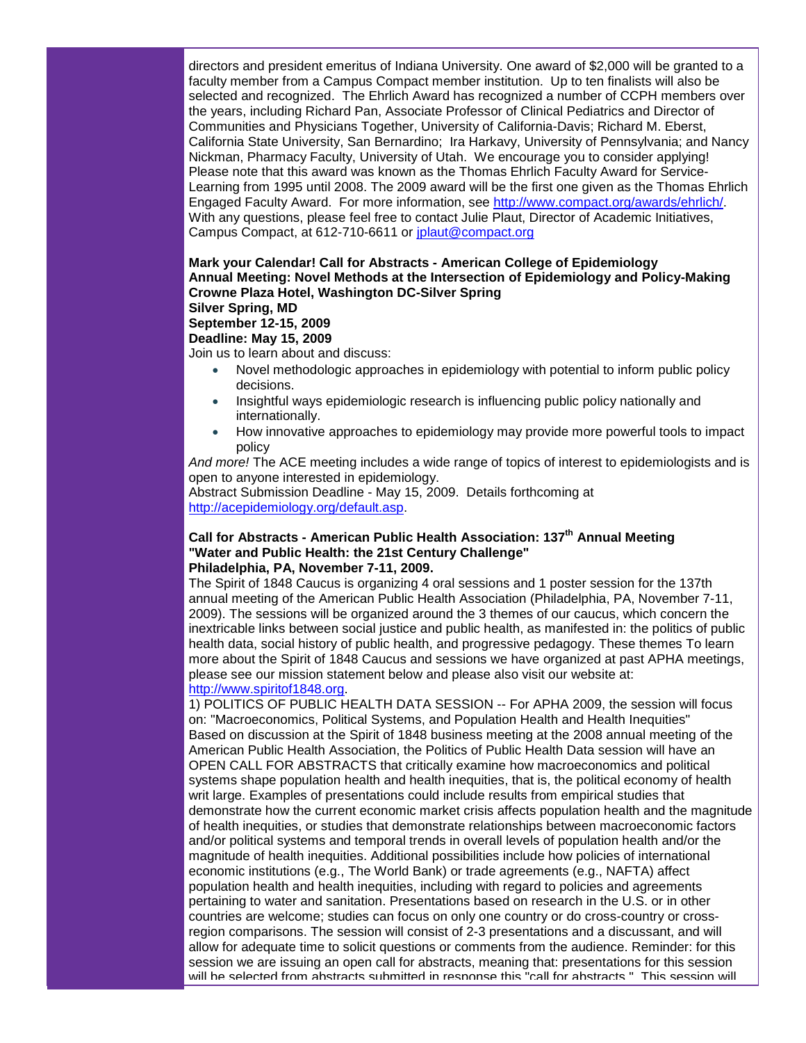directors and president emeritus of Indiana University. One award of $2,000 will be granted to a faculty member from a Campus Compact member institution. Up to ten finalists will also be selected and recognized. The Ehrlich Award has recognized a number of CCPH members over the years, including Richard Pan, Associate Professor of Clinical Pediatrics and Director of Communities and Physicians Together, University of California-Davis; Richard M. Eberst, California State University, San Bernardino; Ira Harkavy, University of Pennsylvania; and Nancy Nickman, Pharmacy Faculty, University of Utah. We encourage you to consider applying! Please note that this award was known as the Thomas Ehrlich Faculty Award for Service-Learning from 1995 until 2008. The 2009 award will be the first one given as the Thomas Ehrlich Engaged Faculty Award. For more information, see http://www.compact.org/awards/ehrlich/. With any questions, please feel free to contact Julie Plaut, Director of Academic Initiatives, Campus Compact, at 612-710-6611 or jplaut@compact.org

**Mark your Calendar! Call for Abstracts - American College of Epidemiology Annual Meeting: Novel Methods at the Intersection of Epidemiology and Policy-Making**
**Crowne Plaza Hotel, Washington DC-Silver Spring**
**Silver Spring, MD**
**September 12-15, 2009**
**Deadline: May 15, 2009**

Join us to learn about and discuss:

- Novel methodologic approaches in epidemiology with potential to inform public policy decisions.
- Insightful ways epidemiologic research is influencing public policy nationally and internationally.
- How innovative approaches to epidemiology may provide more powerful tools to impact policy

*And more!* The ACE meeting includes a wide range of topics of interest to epidemiologists and is open to anyone interested in epidemiology.

Abstract Submission Deadline - May 15, 2009. Details forthcoming at http://acepidemiology.org/default.asp.

**Call for Abstracts - American Public Health Association: 137th Annual Meeting**
**"Water and Public Health: the 21st Century Challenge"**
**Philadelphia, PA, November 7-11, 2009.**

The Spirit of 1848 Caucus is organizing 4 oral sessions and 1 poster session for the 137th annual meeting of the American Public Health Association (Philadelphia, PA, November 7-11, 2009). The sessions will be organized around the 3 themes of our caucus, which concern the inextricable links between social justice and public health, as manifested in: the politics of public health data, social history of public health, and progressive pedagogy. These themes To learn more about the Spirit of 1848 Caucus and sessions we have organized at past APHA meetings, please see our mission statement below and please also visit our website at: http://www.spiritof1848.org.

1) POLITICS OF PUBLIC HEALTH DATA SESSION -- For APHA 2009, the session will focus on: "Macroeconomics, Political Systems, and Population Health and Health Inequities"
Based on discussion at the Spirit of 1848 business meeting at the 2008 annual meeting of the American Public Health Association, the Politics of Public Health Data session will have an OPEN CALL FOR ABSTRACTS that critically examine how macroeconomics and political systems shape population health and health inequities, that is, the political economy of health writ large. Examples of presentations could include results from empirical studies that demonstrate how the current economic market crisis affects population health and the magnitude of health inequities, or studies that demonstrate relationships between macroeconomic factors and/or political systems and temporal trends in overall levels of population health and/or the magnitude of health inequities. Additional possibilities include how policies of international economic institutions (e.g., The World Bank) or trade agreements (e.g., NAFTA) affect population health and health inequities, including with regard to policies and agreements pertaining to water and sanitation. Presentations based on research in the U.S. or in other countries are welcome; studies can focus on only one country or do cross-country or cross-region comparisons. The session will consist of 2-3 presentations and a discussant, and will allow for adequate time to solicit questions or comments from the audience. Reminder: for this session we are issuing an open call for abstracts, meaning that: presentations for this session will be selected from abstracts submitted in response this "call for abstracts." This session will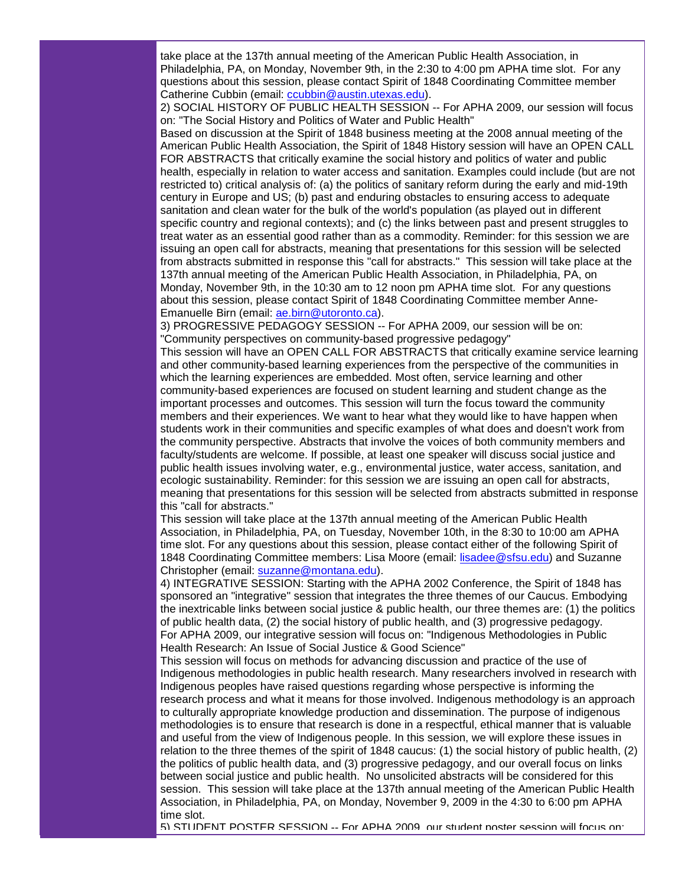take place at the 137th annual meeting of the American Public Health Association, in Philadelphia, PA, on Monday, November 9th, in the 2:30 to 4:00 pm APHA time slot. For any questions about this session, please contact Spirit of 1848 Coordinating Committee member Catherine Cubbin (email: ccubbin@austin.utexas.edu).

2) SOCIAL HISTORY OF PUBLIC HEALTH SESSION -- For APHA 2009, our session will focus on: "The Social History and Politics of Water and Public Health"

Based on discussion at the Spirit of 1848 business meeting at the 2008 annual meeting of the American Public Health Association, the Spirit of 1848 History session will have an OPEN CALL FOR ABSTRACTS that critically examine the social history and politics of water and public health, especially in relation to water access and sanitation. Examples could include (but are not restricted to) critical analysis of: (a) the politics of sanitary reform during the early and mid-19th century in Europe and US; (b) past and enduring obstacles to ensuring access to adequate sanitation and clean water for the bulk of the world's population (as played out in different specific country and regional contexts); and (c) the links between past and present struggles to treat water as an essential good rather than as a commodity. Reminder: for this session we are issuing an open call for abstracts, meaning that presentations for this session will be selected from abstracts submitted in response this "call for abstracts." This session will take place at the 137th annual meeting of the American Public Health Association, in Philadelphia, PA, on Monday, November 9th, in the 10:30 am to 12 noon pm APHA time slot. For any questions about this session, please contact Spirit of 1848 Coordinating Committee member Anne-Emanuelle Birn (email: ae.birn@utoronto.ca).

3) PROGRESSIVE PEDAGOGY SESSION -- For APHA 2009, our session will be on: "Community perspectives on community-based progressive pedagogy"

This session will have an OPEN CALL FOR ABSTRACTS that critically examine service learning and other community-based learning experiences from the perspective of the communities in which the learning experiences are embedded. Most often, service learning and other community-based experiences are focused on student learning and student change as the important processes and outcomes. This session will turn the focus toward the community members and their experiences. We want to hear what they would like to have happen when students work in their communities and specific examples of what does and doesn't work from the community perspective. Abstracts that involve the voices of both community members and faculty/students are welcome. If possible, at least one speaker will discuss social justice and public health issues involving water, e.g., environmental justice, water access, sanitation, and ecologic sustainability. Reminder: for this session we are issuing an open call for abstracts, meaning that presentations for this session will be selected from abstracts submitted in response this "call for abstracts."

This session will take place at the 137th annual meeting of the American Public Health Association, in Philadelphia, PA, on Tuesday, November 10th, in the 8:30 to 10:00 am APHA time slot. For any questions about this session, please contact either of the following Spirit of 1848 Coordinating Committee members: Lisa Moore (email: lisadee@sfsu.edu) and Suzanne Christopher (email: suzanne@montana.edu).

4) INTEGRATIVE SESSION: Starting with the APHA 2002 Conference, the Spirit of 1848 has sponsored an "integrative" session that integrates the three themes of our Caucus. Embodying the inextricable links between social justice & public health, our three themes are: (1) the politics of public health data, (2) the social history of public health, and (3) progressive pedagogy. For APHA 2009, our integrative session will focus on: "Indigenous Methodologies in Public Health Research: An Issue of Social Justice & Good Science"

This session will focus on methods for advancing discussion and practice of the use of Indigenous methodologies in public health research. Many researchers involved in research with Indigenous peoples have raised questions regarding whose perspective is informing the research process and what it means for those involved. Indigenous methodology is an approach to culturally appropriate knowledge production and dissemination. The purpose of indigenous methodologies is to ensure that research is done in a respectful, ethical manner that is valuable and useful from the view of Indigenous people. In this session, we will explore these issues in relation to the three themes of the spirit of 1848 caucus: (1) the social history of public health, (2) the politics of public health data, and (3) progressive pedagogy, and our overall focus on links between social justice and public health. No unsolicited abstracts will be considered for this session. This session will take place at the 137th annual meeting of the American Public Health Association, in Philadelphia, PA, on Monday, November 9, 2009 in the 4:30 to 6:00 pm APHA time slot.

5) STUDENT POSTER SESSION -- For APHA 2009, our student poster session will focus on: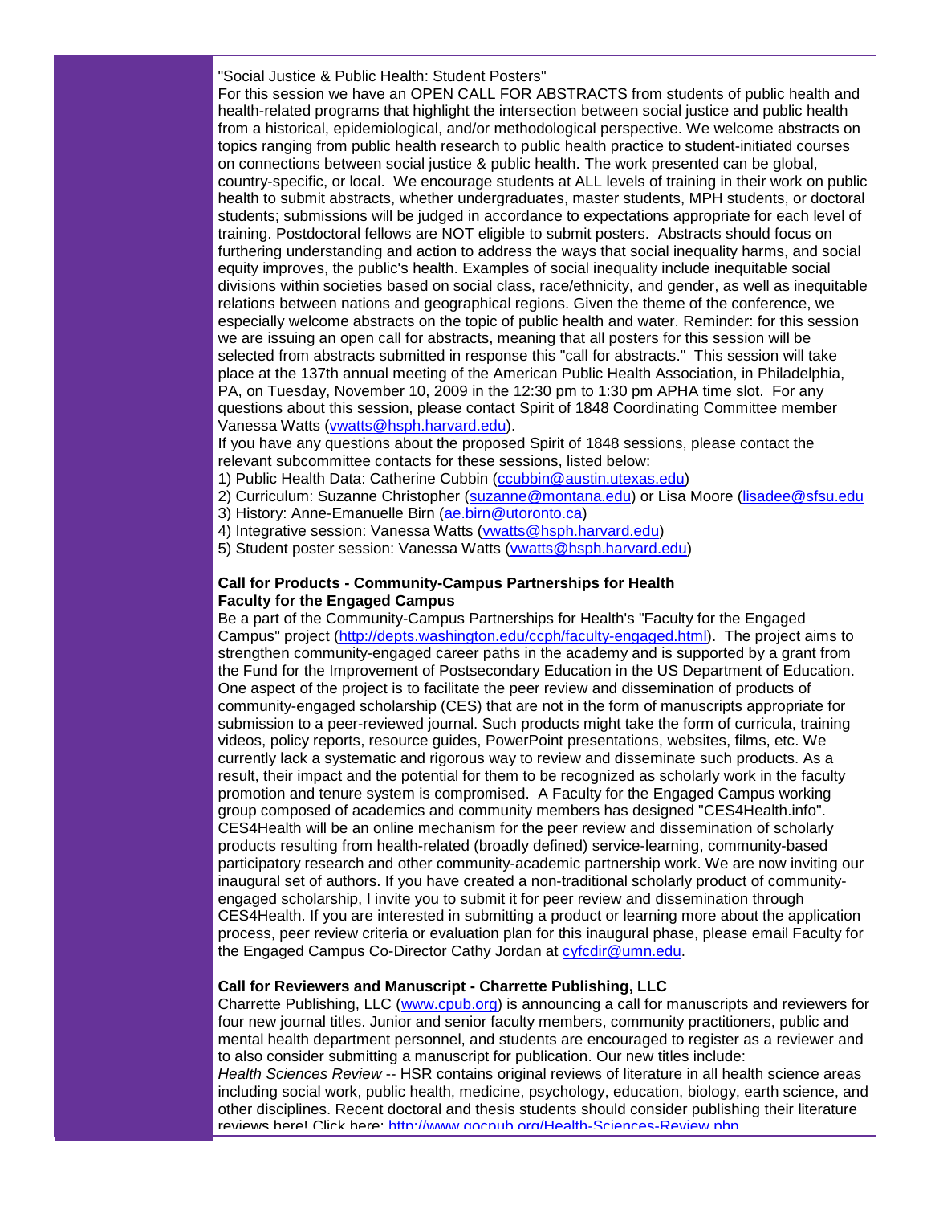"Social Justice & Public Health: Student Posters"
For this session we have an OPEN CALL FOR ABSTRACTS from students of public health and health-related programs that highlight the intersection between social justice and public health from a historical, epidemiological, and/or methodological perspective. We welcome abstracts on topics ranging from public health research to public health practice to student-initiated courses on connections between social justice & public health. The work presented can be global, country-specific, or local. We encourage students at ALL levels of training in their work on public health to submit abstracts, whether undergraduates, master students, MPH students, or doctoral students; submissions will be judged in accordance to expectations appropriate for each level of training. Postdoctoral fellows are NOT eligible to submit posters. Abstracts should focus on furthering understanding and action to address the ways that social inequality harms, and social equity improves, the public's health. Examples of social inequality include inequitable social divisions within societies based on social class, race/ethnicity, and gender, as well as inequitable relations between nations and geographical regions. Given the theme of the conference, we especially welcome abstracts on the topic of public health and water. Reminder: for this session we are issuing an open call for abstracts, meaning that all posters for this session will be selected from abstracts submitted in response this "call for abstracts." This session will take place at the 137th annual meeting of the American Public Health Association, in Philadelphia, PA, on Tuesday, November 10, 2009 in the 12:30 pm to 1:30 pm APHA time slot. For any questions about this session, please contact Spirit of 1848 Coordinating Committee member Vanessa Watts (vwatts@hsph.harvard.edu).
If you have any questions about the proposed Spirit of 1848 sessions, please contact the relevant subcommittee contacts for these sessions, listed below:
1) Public Health Data: Catherine Cubbin (ccubbin@austin.utexas.edu)
2) Curriculum: Suzanne Christopher (suzanne@montana.edu) or Lisa Moore (lisadee@sfsu.edu
3) History: Anne-Emanuelle Birn (ae.birn@utoronto.ca)
4) Integrative session: Vanessa Watts (vwatts@hsph.harvard.edu)
5) Student poster session: Vanessa Watts (vwatts@hsph.harvard.edu)

**Call for Products - Community-Campus Partnerships for Health**
**Faculty for the Engaged Campus**
Be a part of the Community-Campus Partnerships for Health's "Faculty for the Engaged Campus" project (http://depts.washington.edu/ccph/faculty-engaged.html). The project aims to strengthen community-engaged career paths in the academy and is supported by a grant from the Fund for the Improvement of Postsecondary Education in the US Department of Education. One aspect of the project is to facilitate the peer review and dissemination of products of community-engaged scholarship (CES) that are not in the form of manuscripts appropriate for submission to a peer-reviewed journal. Such products might take the form of curricula, training videos, policy reports, resource guides, PowerPoint presentations, websites, films, etc. We currently lack a systematic and rigorous way to review and disseminate such products. As a result, their impact and the potential for them to be recognized as scholarly work in the faculty promotion and tenure system is compromised. A Faculty for the Engaged Campus working group composed of academics and community members has designed "CES4Health.info". CES4Health will be an online mechanism for the peer review and dissemination of scholarly products resulting from health-related (broadly defined) service-learning, community-based participatory research and other community-academic partnership work. We are now inviting our inaugural set of authors. If you have created a non-traditional scholarly product of community-engaged scholarship, I invite you to submit it for peer review and dissemination through CES4Health. If you are interested in submitting a product or learning more about the application process, peer review criteria or evaluation plan for this inaugural phase, please email Faculty for the Engaged Campus Co-Director Cathy Jordan at cyfcdir@umn.edu.

**Call for Reviewers and Manuscript - Charrette Publishing, LLC**
Charrette Publishing, LLC (www.cpub.org) is announcing a call for manuscripts and reviewers for four new journal titles. Junior and senior faculty members, community practitioners, public and mental health department personnel, and students are encouraged to register as a reviewer and to also consider submitting a manuscript for publication. Our new titles include:
*Health Sciences Review* -- HSR contains original reviews of literature in all health science areas including social work, public health, medicine, psychology, education, biology, earth science, and other disciplines. Recent doctoral and thesis students should consider publishing their literature reviews here! Click here: http://www.gocpub.org/Health-Sciences-Review.php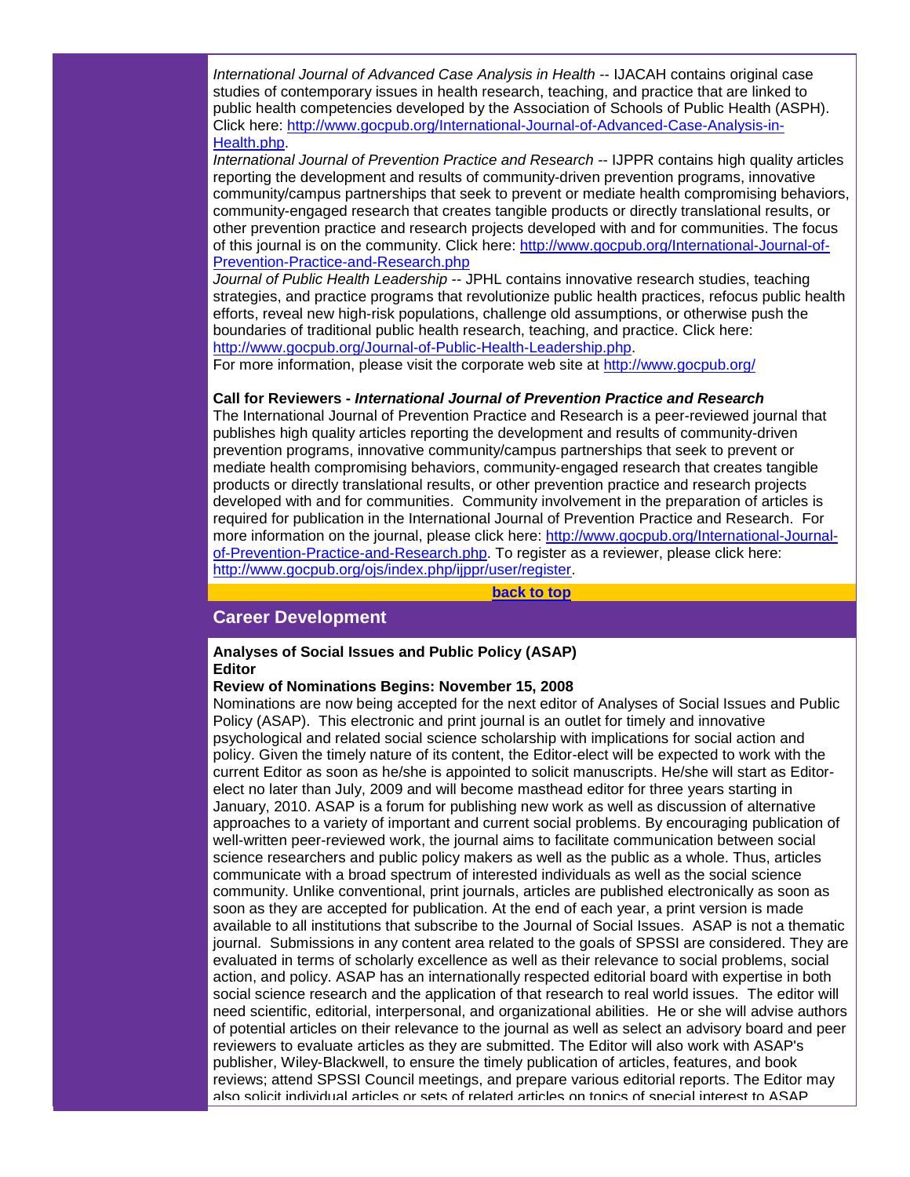*International Journal of Advanced Case Analysis in Health* -- IJACAH contains original case studies of contemporary issues in health research, teaching, and practice that are linked to public health competencies developed by the Association of Schools of Public Health (ASPH). Click here: http://www.gocpub.org/International-Journal-of-Advanced-Case-Analysis-in-Health.php.

*International Journal of Prevention Practice and Research* -- IJPPR contains high quality articles reporting the development and results of community-driven prevention programs, innovative community/campus partnerships that seek to prevent or mediate health compromising behaviors, community-engaged research that creates tangible products or directly translational results, or other prevention practice and research projects developed with and for communities. The focus of this journal is on the community. Click here: http://www.gocpub.org/International-Journal-of-Prevention-Practice-and-Research.php

*Journal of Public Health Leadership* -- JPHL contains innovative research studies, teaching strategies, and practice programs that revolutionize public health practices, refocus public health efforts, reveal new high-risk populations, challenge old assumptions, or otherwise push the boundaries of traditional public health research, teaching, and practice. Click here: http://www.gocpub.org/Journal-of-Public-Health-Leadership.php.

For more information, please visit the corporate web site at http://www.gocpub.org/

**Call for Reviewers - *International Journal of Prevention Practice and Research***

The International Journal of Prevention Practice and Research is a peer-reviewed journal that publishes high quality articles reporting the development and results of community-driven prevention programs, innovative community/campus partnerships that seek to prevent or mediate health compromising behaviors, community-engaged research that creates tangible products or directly translational results, or other prevention practice and research projects developed with and for communities. Community involvement in the preparation of articles is required for publication in the International Journal of Prevention Practice and Research. For more information on the journal, please click here: http://www.gocpub.org/International-Journal-of-Prevention-Practice-and-Research.php. To register as a reviewer, please click here: http://www.gocpub.org/ojs/index.php/ijppr/user/register.

**back to top**

## Career Development

**Analyses of Social Issues and Public Policy (ASAP)**
**Editor**

**Review of Nominations Begins: November 15, 2008**

Nominations are now being accepted for the next editor of Analyses of Social Issues and Public Policy (ASAP). This electronic and print journal is an outlet for timely and innovative psychological and related social science scholarship with implications for social action and policy. Given the timely nature of its content, the Editor-elect will be expected to work with the current Editor as soon as he/she is appointed to solicit manuscripts. He/she will start as Editor-elect no later than July, 2009 and will become masthead editor for three years starting in January, 2010. ASAP is a forum for publishing new work as well as discussion of alternative approaches to a variety of important and current social problems. By encouraging publication of well-written peer-reviewed work, the journal aims to facilitate communication between social science researchers and public policy makers as well as the public as a whole. Thus, articles communicate with a broad spectrum of interested individuals as well as the social science community. Unlike conventional, print journals, articles are published electronically as soon as soon as they are accepted for publication. At the end of each year, a print version is made available to all institutions that subscribe to the Journal of Social Issues. ASAP is not a thematic journal. Submissions in any content area related to the goals of SPSSI are considered. They are evaluated in terms of scholarly excellence as well as their relevance to social problems, social action, and policy. ASAP has an internationally respected editorial board with expertise in both social science research and the application of that research to real world issues. The editor will need scientific, editorial, interpersonal, and organizational abilities. He or she will advise authors of potential articles on their relevance to the journal as well as select an advisory board and peer reviewers to evaluate articles as they are submitted. The Editor will also work with ASAP's publisher, Wiley-Blackwell, to ensure the timely publication of articles, features, and book reviews; attend SPSSI Council meetings, and prepare various editorial reports. The Editor may also solicit individual articles or sets of related articles on topics of special interest to ASAP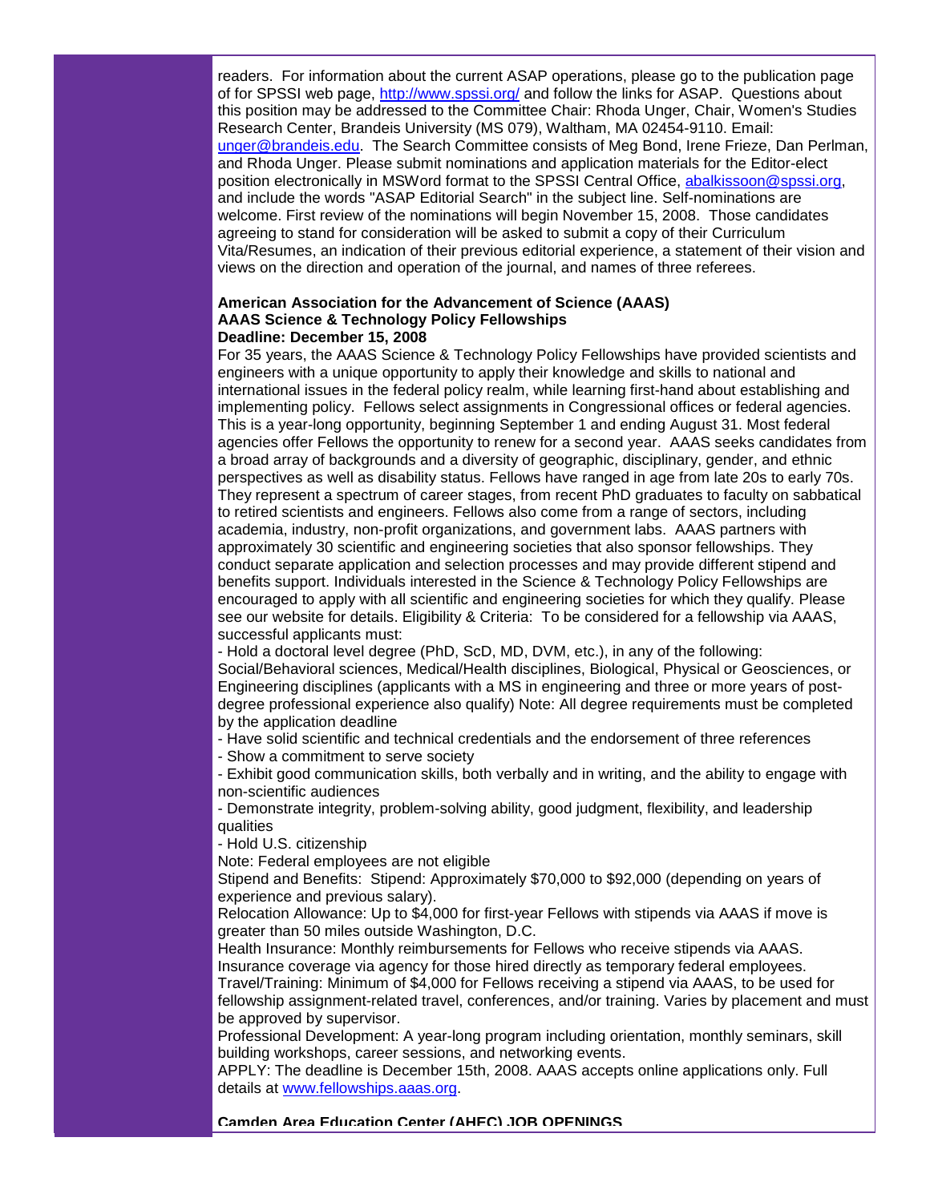readers. For information about the current ASAP operations, please go to the publication page of for SPSSI web page, http://www.spssi.org/ and follow the links for ASAP. Questions about this position may be addressed to the Committee Chair: Rhoda Unger, Chair, Women's Studies Research Center, Brandeis University (MS 079), Waltham, MA 02454-9110. Email: unger@brandeis.edu. The Search Committee consists of Meg Bond, Irene Frieze, Dan Perlman, and Rhoda Unger. Please submit nominations and application materials for the Editor-elect position electronically in MSWord format to the SPSSI Central Office, abalkissoon@spssi.org, and include the words "ASAP Editorial Search" in the subject line. Self-nominations are welcome. First review of the nominations will begin November 15, 2008. Those candidates agreeing to stand for consideration will be asked to submit a copy of their Curriculum Vita/Resumes, an indication of their previous editorial experience, a statement of their vision and views on the direction and operation of the journal, and names of three referees.

**American Association for the Advancement of Science (AAAS)**
**AAAS Science & Technology Policy Fellowships**
**Deadline: December 15, 2008**

For 35 years, the AAAS Science & Technology Policy Fellowships have provided scientists and engineers with a unique opportunity to apply their knowledge and skills to national and international issues in the federal policy realm, while learning first-hand about establishing and implementing policy. Fellows select assignments in Congressional offices or federal agencies. This is a year-long opportunity, beginning September 1 and ending August 31. Most federal agencies offer Fellows the opportunity to renew for a second year. AAAS seeks candidates from a broad array of backgrounds and a diversity of geographic, disciplinary, gender, and ethnic perspectives as well as disability status. Fellows have ranged in age from late 20s to early 70s. They represent a spectrum of career stages, from recent PhD graduates to faculty on sabbatical to retired scientists and engineers. Fellows also come from a range of sectors, including academia, industry, non-profit organizations, and government labs. AAAS partners with approximately 30 scientific and engineering societies that also sponsor fellowships. They conduct separate application and selection processes and may provide different stipend and benefits support. Individuals interested in the Science & Technology Policy Fellowships are encouraged to apply with all scientific and engineering societies for which they qualify. Please see our website for details. Eligibility & Criteria: To be considered for a fellowship via AAAS, successful applicants must:

- Hold a doctoral level degree (PhD, ScD, MD, DVM, etc.), in any of the following: Social/Behavioral sciences, Medical/Health disciplines, Biological, Physical or Geosciences, or Engineering disciplines (applicants with a MS in engineering and three or more years of post-degree professional experience also qualify) Note: All degree requirements must be completed by the application deadline
- Have solid scientific and technical credentials and the endorsement of three references
- Show a commitment to serve society
- Exhibit good communication skills, both verbally and in writing, and the ability to engage with non-scientific audiences
- Demonstrate integrity, problem-solving ability, good judgment, flexibility, and leadership qualities
- Hold U.S. citizenship

Note: Federal employees are not eligible

Stipend and Benefits: Stipend: Approximately $70,000 to $92,000 (depending on years of experience and previous salary).

Relocation Allowance: Up to $4,000 for first-year Fellows with stipends via AAAS if move is greater than 50 miles outside Washington, D.C.

Health Insurance: Monthly reimbursements for Fellows who receive stipends via AAAS. Insurance coverage via agency for those hired directly as temporary federal employees.

Travel/Training: Minimum of $4,000 for Fellows receiving a stipend via AAAS, to be used for fellowship assignment-related travel, conferences, and/or training. Varies by placement and must be approved by supervisor.

Professional Development: A year-long program including orientation, monthly seminars, skill building workshops, career sessions, and networking events.

APPLY: The deadline is December 15th, 2008. AAAS accepts online applications only. Full details at www.fellowships.aaas.org.

**Camden Area Education Center (AHEC) JOB OPENINGS**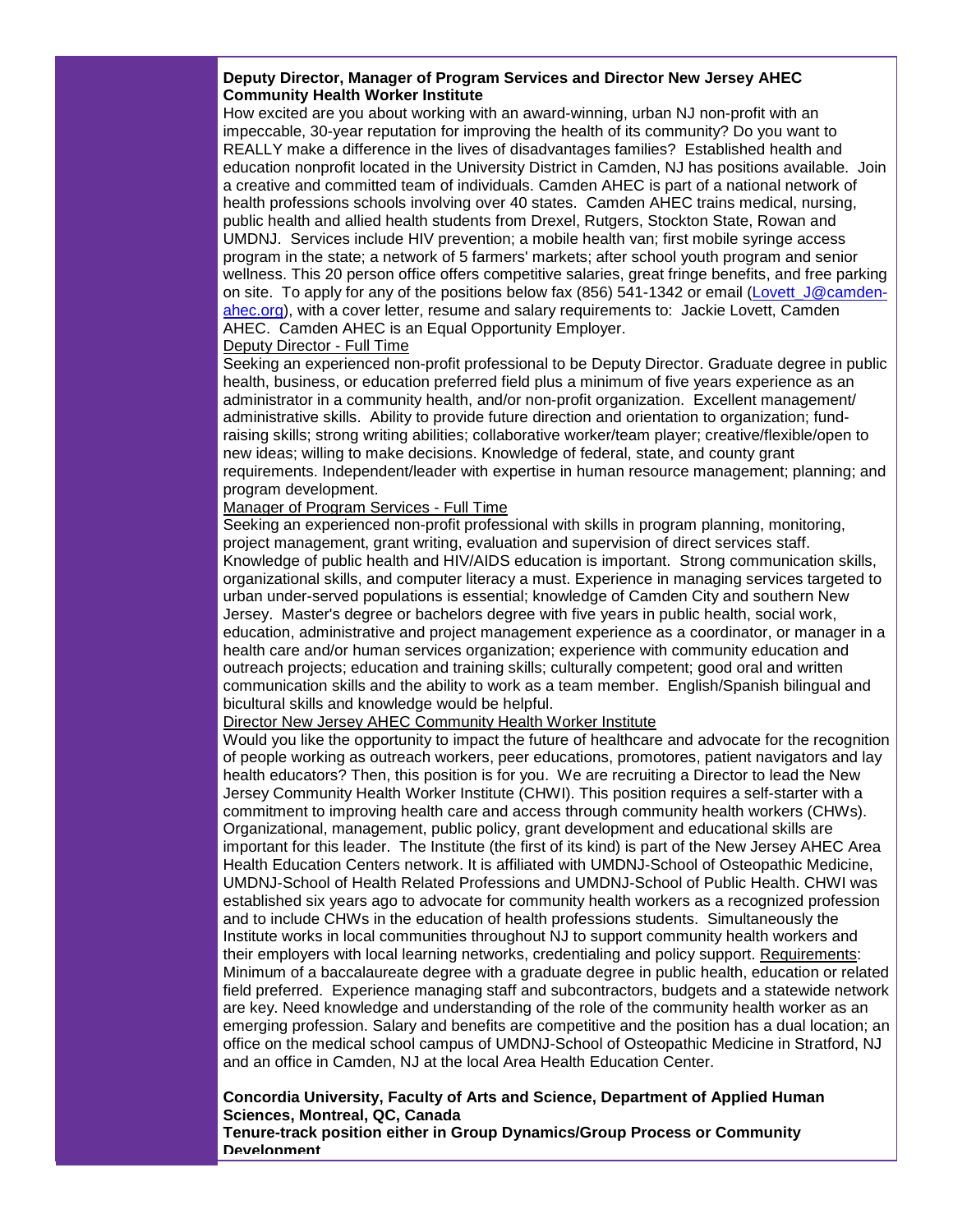**Deputy Director, Manager of Program Services and Director New Jersey AHEC Community Health Worker Institute**

How excited are you about working with an award-winning, urban NJ non-profit with an impeccable, 30-year reputation for improving the health of its community? Do you want to REALLY make a difference in the lives of disadvantages families? Established health and education nonprofit located in the University District in Camden, NJ has positions available. Join a creative and committed team of individuals. Camden AHEC is part of a national network of health professions schools involving over 40 states. Camden AHEC trains medical, nursing, public health and allied health students from Drexel, Rutgers, Stockton State, Rowan and UMDNJ. Services include HIV prevention; a mobile health van; first mobile syringe access program in the state; a network of 5 farmers' markets; after school youth program and senior wellness. This 20 person office offers competitive salaries, great fringe benefits, and free parking on site. To apply for any of the positions below fax (856) 541-1342 or email ([Lovett_J@camden-ahec.org](mailto:Lovett_J@camden-ahec.org)), with a cover letter, resume and salary requirements to: Jackie Lovett, Camden AHEC. Camden AHEC is an Equal Opportunity Employer.

Deputy Director - Full Time

Seeking an experienced non-profit professional to be Deputy Director. Graduate degree in public health, business, or education preferred field plus a minimum of five years experience as an administrator in a community health, and/or non-profit organization. Excellent management/ administrative skills. Ability to provide future direction and orientation to organization; fund-raising skills; strong writing abilities; collaborative worker/team player; creative/flexible/open to new ideas; willing to make decisions. Knowledge of federal, state, and county grant requirements. Independent/leader with expertise in human resource management; planning; and program development.

Manager of Program Services - Full Time

Seeking an experienced non-profit professional with skills in program planning, monitoring, project management, grant writing, evaluation and supervision of direct services staff. Knowledge of public health and HIV/AIDS education is important. Strong communication skills, organizational skills, and computer literacy a must. Experience in managing services targeted to urban under-served populations is essential; knowledge of Camden City and southern New Jersey. Master's degree or bachelors degree with five years in public health, social work, education, administrative and project management experience as a coordinator, or manager in a health care and/or human services organization; experience with community education and outreach projects; education and training skills; culturally competent; good oral and written communication skills and the ability to work as a team member. English/Spanish bilingual and bicultural skills and knowledge would be helpful.

Director New Jersey AHEC Community Health Worker Institute

Would you like the opportunity to impact the future of healthcare and advocate for the recognition of people working as outreach workers, peer educations, promotores, patient navigators and lay health educators? Then, this position is for you. We are recruiting a Director to lead the New Jersey Community Health Worker Institute (CHWI). This position requires a self-starter with a commitment to improving health care and access through community health workers (CHWs). Organizational, management, public policy, grant development and educational skills are important for this leader. The Institute (the first of its kind) is part of the New Jersey AHEC Area Health Education Centers network. It is affiliated with UMDNJ-School of Osteopathic Medicine, UMDNJ-School of Health Related Professions and UMDNJ-School of Public Health. CHWI was established six years ago to advocate for community health workers as a recognized profession and to include CHWs in the education of health professions students. Simultaneously the Institute works in local communities throughout NJ to support community health workers and their employers with local learning networks, credentialing and policy support. Requirements: Minimum of a baccalaureate degree with a graduate degree in public health, education or related field preferred. Experience managing staff and subcontractors, budgets and a statewide network are key. Need knowledge and understanding of the role of the community health worker as an emerging profession. Salary and benefits are competitive and the position has a dual location; an office on the medical school campus of UMDNJ-School of Osteopathic Medicine in Stratford, NJ and an office in Camden, NJ at the local Area Health Education Center.

**Concordia University, Faculty of Arts and Science, Department of Applied Human Sciences, Montreal, QC, Canada**

**Tenure-track position either in Group Dynamics/Group Process or Community Development**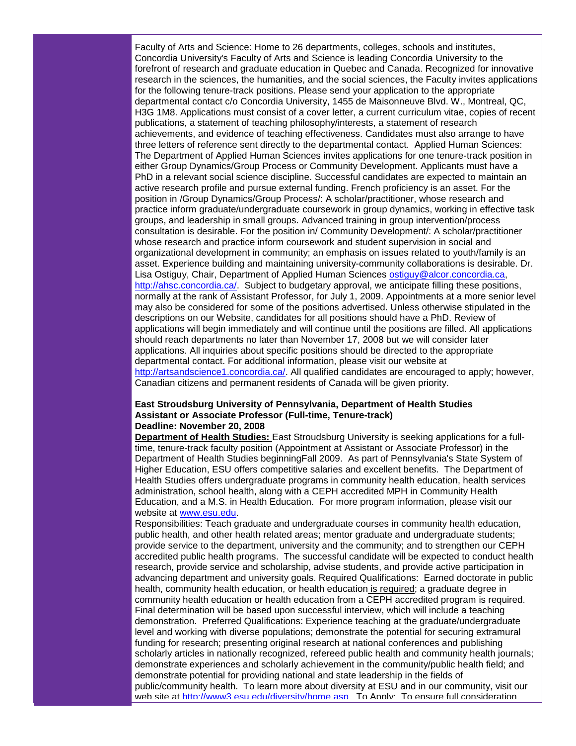Faculty of Arts and Science: Home to 26 departments, colleges, schools and institutes, Concordia University's Faculty of Arts and Science is leading Concordia University to the forefront of research and graduate education in Quebec and Canada. Recognized for innovative research in the sciences, the humanities, and the social sciences, the Faculty invites applications for the following tenure-track positions. Please send your application to the appropriate departmental contact c/o Concordia University, 1455 de Maisonneuve Blvd. W., Montreal, QC, H3G 1M8. Applications must consist of a cover letter, a current curriculum vitae, copies of recent publications, a statement of teaching philosophy/interests, a statement of research achievements, and evidence of teaching effectiveness. Candidates must also arrange to have three letters of reference sent directly to the departmental contact. Applied Human Sciences: The Department of Applied Human Sciences invites applications for one tenure-track position in either Group Dynamics/Group Process or Community Development. Applicants must have a PhD in a relevant social science discipline. Successful candidates are expected to maintain an active research profile and pursue external funding. French proficiency is an asset. For the position in /Group Dynamics/Group Process/: A scholar/practitioner, whose research and practice inform graduate/undergraduate coursework in group dynamics, working in effective task groups, and leadership in small groups. Advanced training in group intervention/process consultation is desirable. For the position in/ Community Development/: A scholar/practitioner whose research and practice inform coursework and student supervision in social and organizational development in community; an emphasis on issues related to youth/family is an asset. Experience building and maintaining university-community collaborations is desirable. Dr. Lisa Ostiguy, Chair, Department of Applied Human Sciences ostiguy@alcor.concordia.ca, http://ahsc.concordia.ca/. Subject to budgetary approval, we anticipate filling these positions, normally at the rank of Assistant Professor, for July 1, 2009. Appointments at a more senior level may also be considered for some of the positions advertised. Unless otherwise stipulated in the descriptions on our Website, candidates for all positions should have a PhD. Review of applications will begin immediately and will continue until the positions are filled. All applications should reach departments no later than November 17, 2008 but we will consider later applications. All inquiries about specific positions should be directed to the appropriate departmental contact. For additional information, please visit our website at http://artsandscience1.concordia.ca/. All qualified candidates are encouraged to apply; however, Canadian citizens and permanent residents of Canada will be given priority.

**East Stroudsburg University of Pennsylvania, Department of Health Studies**
**Assistant or Associate Professor (Full-time, Tenure-track)**
**Deadline: November 20, 2008**

**Department of Health Studies:** East Stroudsburg University is seeking applications for a full-time, tenure-track faculty position (Appointment at Assistant or Associate Professor) in the Department of Health Studies beginningFall 2009. As part of Pennsylvania's State System of Higher Education, ESU offers competitive salaries and excellent benefits. The Department of Health Studies offers undergraduate programs in community health education, health services administration, school health, along with a CEPH accredited MPH in Community Health Education, and a M.S. in Health Education. For more program information, please visit our website at www.esu.edu.

Responsibilities: Teach graduate and undergraduate courses in community health education, public health, and other health related areas; mentor graduate and undergraduate students; provide service to the department, university and the community; and to strengthen our CEPH accredited public health programs. The successful candidate will be expected to conduct health research, provide service and scholarship, advise students, and provide active participation in advancing department and university goals. Required Qualifications: Earned doctorate in public health, community health education, or health education is required; a graduate degree in community health education or health education from a CEPH accredited program is required. Final determination will be based upon successful interview, which will include a teaching demonstration. Preferred Qualifications: Experience teaching at the graduate/undergraduate level and working with diverse populations; demonstrate the potential for securing extramural funding for research; presenting original research at national conferences and publishing scholarly articles in nationally recognized, refereed public health and community health journals; demonstrate experiences and scholarly achievement in the community/public health field; and demonstrate potential for providing national and state leadership in the fields of public/community health. To learn more about diversity at ESU and in our community, visit our web site at http://www3.esu.edu/diversity/home.asp. To Apply: To ensure full consideration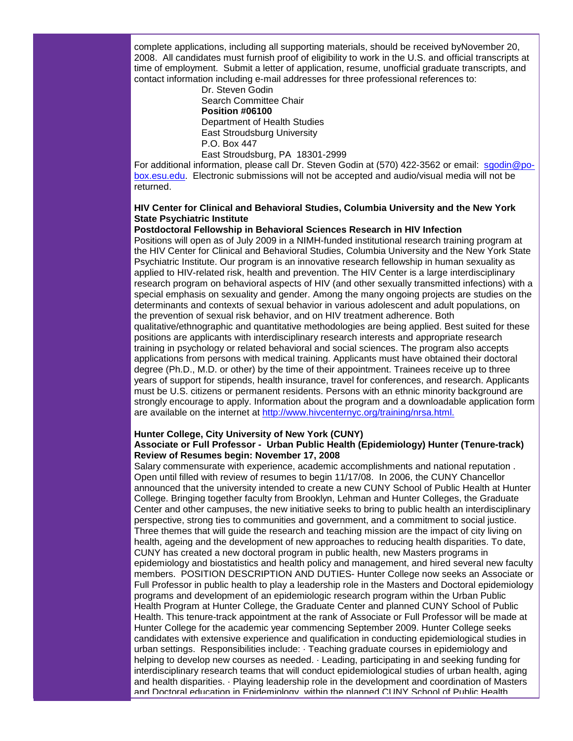complete applications, including all supporting materials, should be received byNovember 20, 2008. All candidates must furnish proof of eligibility to work in the U.S. and official transcripts at time of employment. Submit a letter of application, resume, unofficial graduate transcripts, and contact information including e-mail addresses for three professional references to:

Dr. Steven Godin
Search Committee Chair
**Position #06100**
Department of Health Studies
East Stroudsburg University
P.O. Box 447
East Stroudsburg, PA 18301-2999

For additional information, please call Dr. Steven Godin at (570) 422-3562 or email: sgodin@po-box.esu.edu. Electronic submissions will not be accepted and audio/visual media will not be returned.

**HIV Center for Clinical and Behavioral Studies, Columbia University and the New York State Psychiatric Institute**
**Postdoctoral Fellowship in Behavioral Sciences Research in HIV Infection**
Positions will open as of July 2009 in a NIMH-funded institutional research training program at the HIV Center for Clinical and Behavioral Studies, Columbia University and the New York State Psychiatric Institute. Our program is an innovative research fellowship in human sexuality as applied to HIV-related risk, health and prevention. The HIV Center is a large interdisciplinary research program on behavioral aspects of HIV (and other sexually transmitted infections) with a special emphasis on sexuality and gender. Among the many ongoing projects are studies on the determinants and contexts of sexual behavior in various adolescent and adult populations, on the prevention of sexual risk behavior, and on HIV treatment adherence. Both qualitative/ethnographic and quantitative methodologies are being applied. Best suited for these positions are applicants with interdisciplinary research interests and appropriate research training in psychology or related behavioral and social sciences. The program also accepts applications from persons with medical training. Applicants must have obtained their doctoral degree (Ph.D., M.D. or other) by the time of their appointment. Trainees receive up to three years of support for stipends, health insurance, travel for conferences, and research. Applicants must be U.S. citizens or permanent residents. Persons with an ethnic minority background are strongly encourage to apply. Information about the program and a downloadable application form are available on the internet at http://www.hivcenternyc.org/training/nrsa.html.

**Hunter College, City University of New York (CUNY)**
**Associate or Full Professor - Urban Public Health (Epidemiology) Hunter (Tenure-track)**
**Review of Resumes begin: November 17, 2008**
Salary commensurate with experience, academic accomplishments and national reputation . Open until filled with review of resumes to begin 11/17/08. In 2006, the CUNY Chancellor announced that the university intended to create a new CUNY School of Public Health at Hunter College. Bringing together faculty from Brooklyn, Lehman and Hunter Colleges, the Graduate Center and other campuses, the new initiative seeks to bring to public health an interdisciplinary perspective, strong ties to communities and government, and a commitment to social justice. Three themes that will guide the research and teaching mission are the impact of city living on health, ageing and the development of new approaches to reducing health disparities. To date, CUNY has created a new doctoral program in public health, new Masters programs in epidemiology and biostatistics and health policy and management, and hired several new faculty members. POSITION DESCRIPTION AND DUTIES- Hunter College now seeks an Associate or Full Professor in public health to play a leadership role in the Masters and Doctoral epidemiology programs and development of an epidemiologic research program within the Urban Public Health Program at Hunter College, the Graduate Center and planned CUNY School of Public Health. This tenure-track appointment at the rank of Associate or Full Professor will be made at Hunter College for the academic year commencing September 2009. Hunter College seeks candidates with extensive experience and qualification in conducting epidemiological studies in urban settings. Responsibilities include: · Teaching graduate courses in epidemiology and helping to develop new courses as needed. · Leading, participating in and seeking funding for interdisciplinary research teams that will conduct epidemiological studies of urban health, aging and health disparities. · Playing leadership role in the development and coordination of Masters and Doctoral education in Epidemiology within the planned CUNY School of Public Health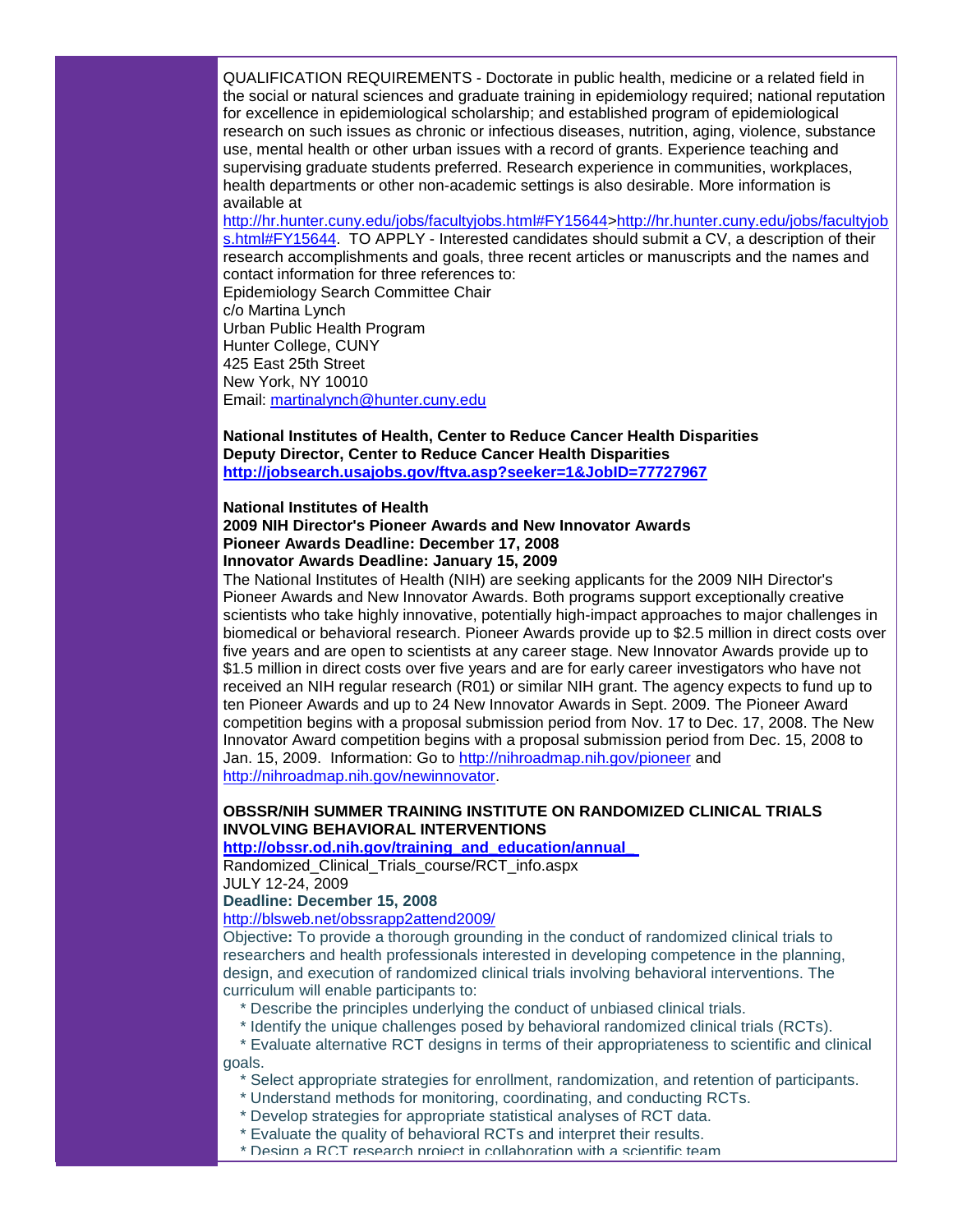QUALIFICATION REQUIREMENTS - Doctorate in public health, medicine or a related field in the social or natural sciences and graduate training in epidemiology required; national reputation for excellence in epidemiological scholarship; and established program of epidemiological research on such issues as chronic or infectious diseases, nutrition, aging, violence, substance use, mental health or other urban issues with a record of grants. Experience teaching and supervising graduate students preferred. Research experience in communities, workplaces, health departments or other non-academic settings is also desirable. More information is available at http://hr.hunter.cuny.edu/jobs/facultyjobs.html#FY15644>http://hr.hunter.cuny.edu/jobs/facultyjobs.html#FY15644. TO APPLY - Interested candidates should submit a CV, a description of their research accomplishments and goals, three recent articles or manuscripts and the names and contact information for three references to:

Epidemiology Search Committee Chair  
c/o Martina Lynch  
Urban Public Health Program  
Hunter College, CUNY  
425 East 25th Street  
New York, NY 10010  
Email: martinalynch@hunter.cuny.edu

**National Institutes of Health, Center to Reduce Cancer Health Disparities**  
**Deputy Director, Center to Reduce Cancer Health Disparities**  
**http://jobsearch.usajobs.gov/ftva.asp?seeker=1&JobID=77727967**

**National Institutes of Health**  
**2009 NIH Director's Pioneer Awards and New Innovator Awards**  
**Pioneer Awards Deadline: December 17, 2008**  
**Innovator Awards Deadline: January 15, 2009**

The National Institutes of Health (NIH) are seeking applicants for the 2009 NIH Director's Pioneer Awards and New Innovator Awards. Both programs support exceptionally creative scientists who take highly innovative, potentially high-impact approaches to major challenges in biomedical or behavioral research. Pioneer Awards provide up to $2.5 million in direct costs over five years and are open to scientists at any career stage. New Innovator Awards provide up to $1.5 million in direct costs over five years and are for early career investigators who have not received an NIH regular research (R01) or similar NIH grant. The agency expects to fund up to ten Pioneer Awards and up to 24 New Innovator Awards in Sept. 2009. The Pioneer Award competition begins with a proposal submission period from Nov. 17 to Dec. 17, 2008. The New Innovator Award competition begins with a proposal submission period from Dec. 15, 2008 to Jan. 15, 2009. Information: Go to http://nihroadmap.nih.gov/pioneer and http://nihroadmap.nih.gov/newinnovator.

**OBSSR/NIH SUMMER TRAINING INSTITUTE ON RANDOMIZED CLINICAL TRIALS INVOLVING BEHAVIORAL INTERVENTIONS**  
**http://obssr.od.nih.gov/training_and_education/annual_**  
Randomized_Clinical_Trials_course/RCT_info.aspx  
JULY 12-24, 2009  
**Deadline: December 15, 2008**  
http://blsweb.net/obssrapp2attend2009/

Objective**:** To provide a thorough grounding in the conduct of randomized clinical trials to researchers and health professionals interested in developing competence in the planning, design, and execution of randomized clinical trials involving behavioral interventions. The curriculum will enable participants to:

* Describe the principles underlying the conduct of unbiased clinical trials.
* Identify the unique challenges posed by behavioral randomized clinical trials (RCTs).
* Evaluate alternative RCT designs in terms of their appropriateness to scientific and clinical goals.
* Select appropriate strategies for enrollment, randomization, and retention of participants.
* Understand methods for monitoring, coordinating, and conducting RCTs.
* Develop strategies for appropriate statistical analyses of RCT data.
* Evaluate the quality of behavioral RCTs and interpret their results.
* Design a RCT research project in collaboration with a scientific team.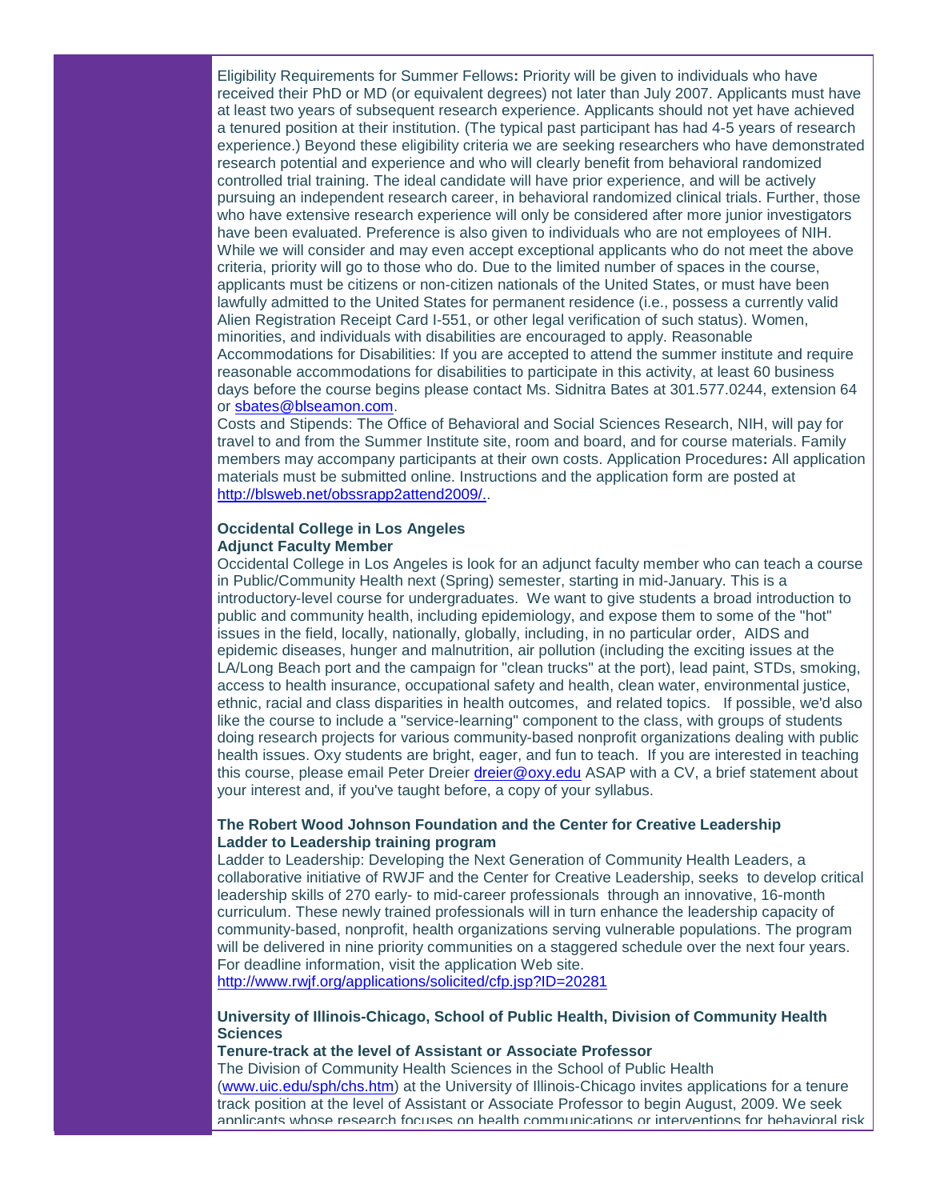Eligibility Requirements for Summer Fellows**:** Priority will be given to individuals who have received their PhD or MD (or equivalent degrees) not later than July 2007. Applicants must have at least two years of subsequent research experience. Applicants should not yet have achieved a tenured position at their institution. (The typical past participant has had 4-5 years of research experience.) Beyond these eligibility criteria we are seeking researchers who have demonstrated research potential and experience and who will clearly benefit from behavioral randomized controlled trial training. The ideal candidate will have prior experience, and will be actively pursuing an independent research career, in behavioral randomized clinical trials. Further, those who have extensive research experience will only be considered after more junior investigators have been evaluated. Preference is also given to individuals who are not employees of NIH. While we will consider and may even accept exceptional applicants who do not meet the above criteria, priority will go to those who do. Due to the limited number of spaces in the course, applicants must be citizens or non-citizen nationals of the United States, or must have been lawfully admitted to the United States for permanent residence (i.e., possess a currently valid Alien Registration Receipt Card I-551, or other legal verification of such status). Women, minorities, and individuals with disabilities are encouraged to apply. Reasonable Accommodations for Disabilities: If you are accepted to attend the summer institute and require reasonable accommodations for disabilities to participate in this activity, at least 60 business days before the course begins please contact Ms. Sidnitra Bates at 301.577.0244, extension 64 or sbates@blseamon.com.

Costs and Stipends: The Office of Behavioral and Social Sciences Research, NIH, will pay for travel to and from the Summer Institute site, room and board, and for course materials. Family members may accompany participants at their own costs. Application Procedures**:** All application materials must be submitted online. Instructions and the application form are posted at http://blsweb.net/obssrapp2attend2009/..

**Occidental College in Los Angeles**
**Adjunct Faculty Member**

Occidental College in Los Angeles is look for an adjunct faculty member who can teach a course in Public/Community Health next (Spring) semester, starting in mid-January. This is a introductory-level course for undergraduates. We want to give students a broad introduction to public and community health, including epidemiology, and expose them to some of the "hot" issues in the field, locally, nationally, globally, including, in no particular order, AIDS and epidemic diseases, hunger and malnutrition, air pollution (including the exciting issues at the LA/Long Beach port and the campaign for "clean trucks" at the port), lead paint, STDs, smoking, access to health insurance, occupational safety and health, clean water, environmental justice, ethnic, racial and class disparities in health outcomes, and related topics. If possible, we'd also like the course to include a "service-learning" component to the class, with groups of students doing research projects for various community-based nonprofit organizations dealing with public health issues. Oxy students are bright, eager, and fun to teach. If you are interested in teaching this course, please email Peter Dreier dreier@oxy.edu ASAP with a CV, a brief statement about your interest and, if you've taught before, a copy of your syllabus.

**The Robert Wood Johnson Foundation and the Center for Creative Leadership**
**Ladder to Leadership training program**

Ladder to Leadership: Developing the Next Generation of Community Health Leaders, a collaborative initiative of RWJF and the Center for Creative Leadership, seeks to develop critical leadership skills of 270 early- to mid-career professionals through an innovative, 16-month curriculum. These newly trained professionals will in turn enhance the leadership capacity of community-based, nonprofit, health organizations serving vulnerable populations. The program will be delivered in nine priority communities on a staggered schedule over the next four years. For deadline information, visit the application Web site.
http://www.rwjf.org/applications/solicited/cfp.jsp?ID=20281

**University of Illinois-Chicago, School of Public Health, Division of Community Health Sciences**
**Tenure-track at the level of Assistant or Associate Professor**

The Division of Community Health Sciences in the School of Public Health (www.uic.edu/sph/chs.htm) at the University of Illinois-Chicago invites applications for a tenure track position at the level of Assistant or Associate Professor to begin August, 2009. We seek applicants whose research focuses on health communications or interventions for behavioral risk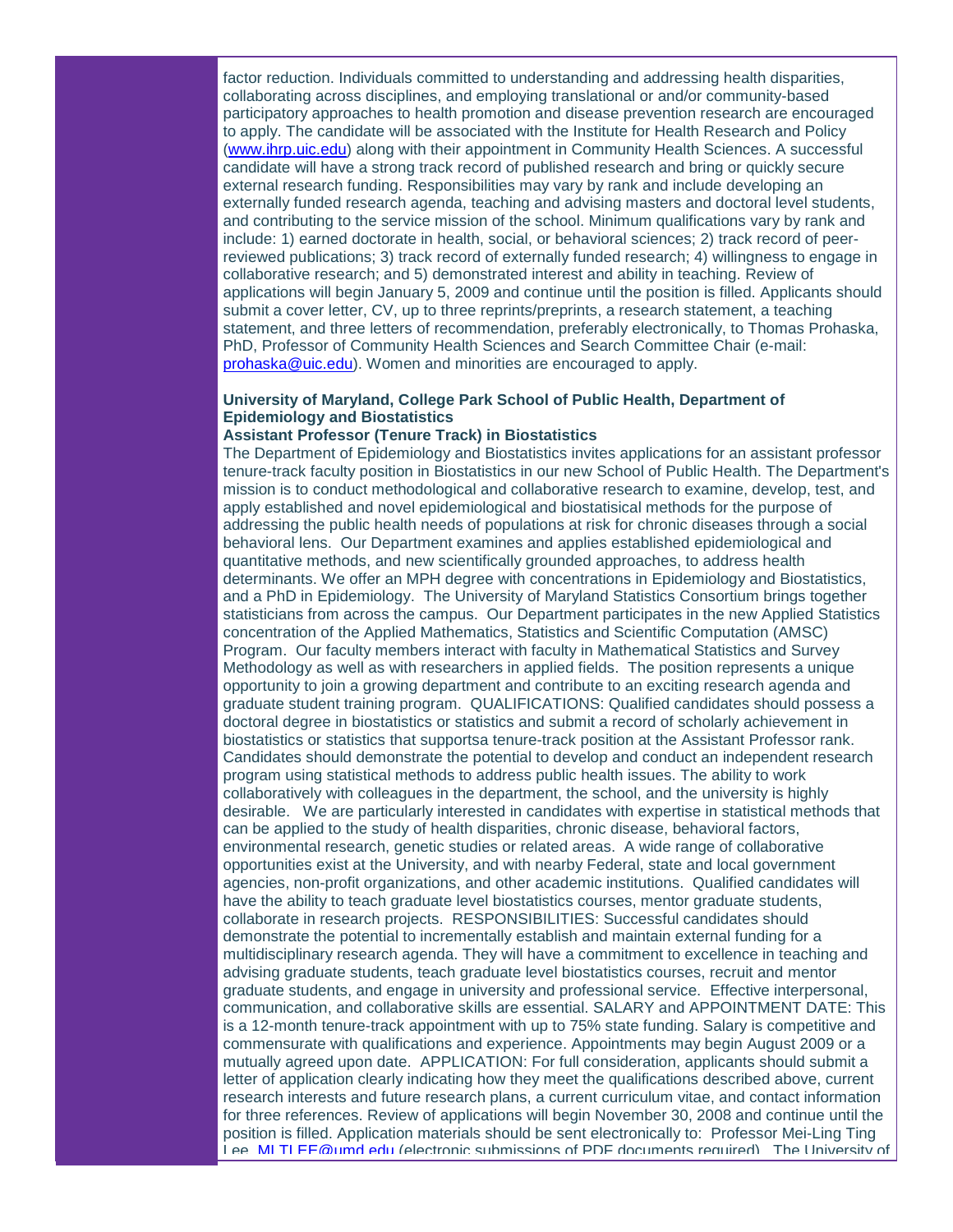factor reduction. Individuals committed to understanding and addressing health disparities, collaborating across disciplines, and employing translational or and/or community-based participatory approaches to health promotion and disease prevention research are encouraged to apply. The candidate will be associated with the Institute for Health Research and Policy (www.ihrp.uic.edu) along with their appointment in Community Health Sciences. A successful candidate will have a strong track record of published research and bring or quickly secure external research funding. Responsibilities may vary by rank and include developing an externally funded research agenda, teaching and advising masters and doctoral level students, and contributing to the service mission of the school. Minimum qualifications vary by rank and include: 1) earned doctorate in health, social, or behavioral sciences; 2) track record of peer-reviewed publications; 3) track record of externally funded research; 4) willingness to engage in collaborative research; and 5) demonstrated interest and ability in teaching. Review of applications will begin January 5, 2009 and continue until the position is filled. Applicants should submit a cover letter, CV, up to three reprints/preprints, a research statement, a teaching statement, and three letters of recommendation, preferably electronically, to Thomas Prohaska, PhD, Professor of Community Health Sciences and Search Committee Chair (e-mail: prohaska@uic.edu). Women and minorities are encouraged to apply.

**University of Maryland, College Park School of Public Health, Department of Epidemiology and Biostatistics**
**Assistant Professor (Tenure Track) in Biostatistics**
The Department of Epidemiology and Biostatistics invites applications for an assistant professor tenure-track faculty position in Biostatistics in our new School of Public Health. The Department's mission is to conduct methodological and collaborative research to examine, develop, test, and apply established and novel epidemiological and biostatisical methods for the purpose of addressing the public health needs of populations at risk for chronic diseases through a social behavioral lens. Our Department examines and applies established epidemiological and quantitative methods, and new scientifically grounded approaches, to address health determinants. We offer an MPH degree with concentrations in Epidemiology and Biostatistics, and a PhD in Epidemiology. The University of Maryland Statistics Consortium brings together statisticians from across the campus. Our Department participates in the new Applied Statistics concentration of the Applied Mathematics, Statistics and Scientific Computation (AMSC) Program. Our faculty members interact with faculty in Mathematical Statistics and Survey Methodology as well as with researchers in applied fields. The position represents a unique opportunity to join a growing department and contribute to an exciting research agenda and graduate student training program. QUALIFICATIONS: Qualified candidates should possess a doctoral degree in biostatistics or statistics and submit a record of scholarly achievement in biostatistics or statistics that supportsa tenure-track position at the Assistant Professor rank. Candidates should demonstrate the potential to develop and conduct an independent research program using statistical methods to address public health issues. The ability to work collaboratively with colleagues in the department, the school, and the university is highly desirable. We are particularly interested in candidates with expertise in statistical methods that can be applied to the study of health disparities, chronic disease, behavioral factors, environmental research, genetic studies or related areas. A wide range of collaborative opportunities exist at the University, and with nearby Federal, state and local government agencies, non-profit organizations, and other academic institutions. Qualified candidates will have the ability to teach graduate level biostatistics courses, mentor graduate students, collaborate in research projects. RESPONSIBILITIES: Successful candidates should demonstrate the potential to incrementally establish and maintain external funding for a multidisciplinary research agenda. They will have a commitment to excellence in teaching and advising graduate students, teach graduate level biostatistics courses, recruit and mentor graduate students, and engage in university and professional service. Effective interpersonal, communication, and collaborative skills are essential. SALARY and APPOINTMENT DATE: This is a 12-month tenure-track appointment with up to 75% state funding. Salary is competitive and commensurate with qualifications and experience. Appointments may begin August 2009 or a mutually agreed upon date. APPLICATION: For full consideration, applicants should submit a letter of application clearly indicating how they meet the qualifications described above, current research interests and future research plans, a current curriculum vitae, and contact information for three references. Review of applications will begin November 30, 2008 and continue until the position is filled. Application materials should be sent electronically to: Professor Mei-Ling Ting Lee, MLTLEE@umd.edu (electronic submissions of PDF documents required). The University of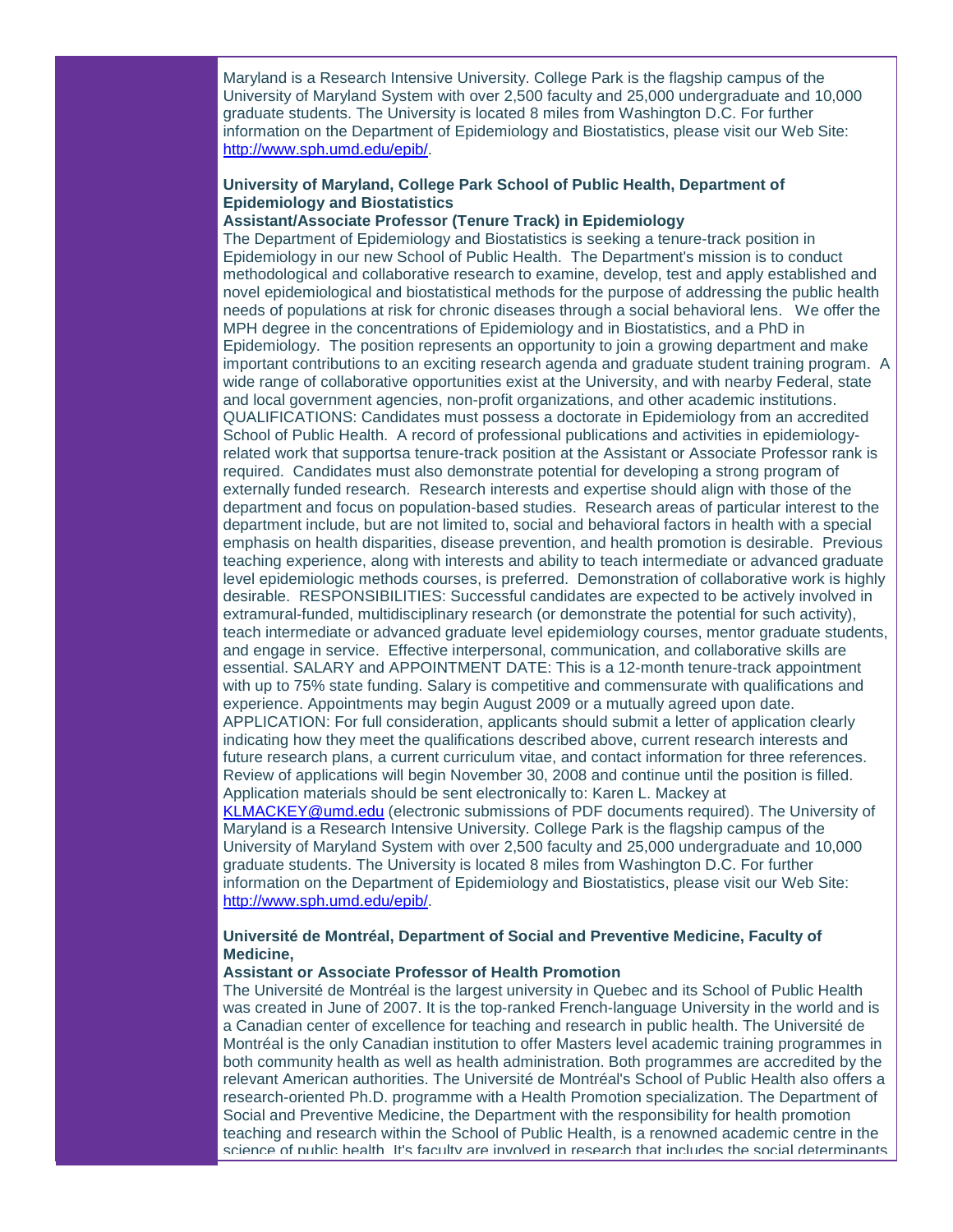Maryland is a Research Intensive University. College Park is the flagship campus of the University of Maryland System with over 2,500 faculty and 25,000 undergraduate and 10,000 graduate students. The University is located 8 miles from Washington D.C. For further information on the Department of Epidemiology and Biostatistics, please visit our Web Site: [http://www.sph.umd.edu/epib/](http://www.sph.umd.edu/epib/).

**University of Maryland, College Park School of Public Health, Department of Epidemiology and Biostatistics**
**Assistant/Associate Professor (Tenure Track) in Epidemiology**

The Department of Epidemiology and Biostatistics is seeking a tenure-track position in Epidemiology in our new School of Public Health. The Department's mission is to conduct methodological and collaborative research to examine, develop, test and apply established and novel epidemiological and biostatistical methods for the purpose of addressing the public health needs of populations at risk for chronic diseases through a social behavioral lens. We offer the MPH degree in the concentrations of Epidemiology and in Biostatistics, and a PhD in Epidemiology. The position represents an opportunity to join a growing department and make important contributions to an exciting research agenda and graduate student training program. A wide range of collaborative opportunities exist at the University, and with nearby Federal, state and local government agencies, non-profit organizations, and other academic institutions. QUALIFICATIONS: Candidates must possess a doctorate in Epidemiology from an accredited School of Public Health. A record of professional publications and activities in epidemiology-related work that supportsa tenure-track position at the Assistant or Associate Professor rank is required. Candidates must also demonstrate potential for developing a strong program of externally funded research. Research interests and expertise should align with those of the department and focus on population-based studies. Research areas of particular interest to the department include, but are not limited to, social and behavioral factors in health with a special emphasis on health disparities, disease prevention, and health promotion is desirable. Previous teaching experience, along with interests and ability to teach intermediate or advanced graduate level epidemiologic methods courses, is preferred. Demonstration of collaborative work is highly desirable. RESPONSIBILITIES: Successful candidates are expected to be actively involved in extramural-funded, multidisciplinary research (or demonstrate the potential for such activity), teach intermediate or advanced graduate level epidemiology courses, mentor graduate students, and engage in service. Effective interpersonal, communication, and collaborative skills are essential. SALARY and APPOINTMENT DATE: This is a 12-month tenure-track appointment with up to 75% state funding. Salary is competitive and commensurate with qualifications and experience. Appointments may begin August 2009 or a mutually agreed upon date. APPLICATION: For full consideration, applicants should submit a letter of application clearly indicating how they meet the qualifications described above, current research interests and future research plans, a current curriculum vitae, and contact information for three references. Review of applications will begin November 30, 2008 and continue until the position is filled. Application materials should be sent electronically to: Karen L. Mackey at [KLMACKEY@umd.edu](mailto:KLMACKEY@umd.edu) (electronic submissions of PDF documents required). The University of Maryland is a Research Intensive University. College Park is the flagship campus of the University of Maryland System with over 2,500 faculty and 25,000 undergraduate and 10,000 graduate students. The University is located 8 miles from Washington D.C. For further information on the Department of Epidemiology and Biostatistics, please visit our Web Site: [http://www.sph.umd.edu/epib/](http://www.sph.umd.edu/epib/).

**Université de Montréal, Department of Social and Preventive Medicine, Faculty of Medicine,**
**Assistant or Associate Professor of Health Promotion**

The Université de Montréal is the largest university in Quebec and its School of Public Health was created in June of 2007. It is the top-ranked French-language University in the world and is a Canadian center of excellence for teaching and research in public health. The Université de Montréal is the only Canadian institution to offer Masters level academic training programmes in both community health as well as health administration. Both programmes are accredited by the relevant American authorities. The Université de Montréal's School of Public Health also offers a research-oriented Ph.D. programme with a Health Promotion specialization. The Department of Social and Preventive Medicine, the Department with the responsibility for health promotion teaching and research within the School of Public Health, is a renowned academic centre in the science of public health. It's faculty are involved in research that includes the social determinants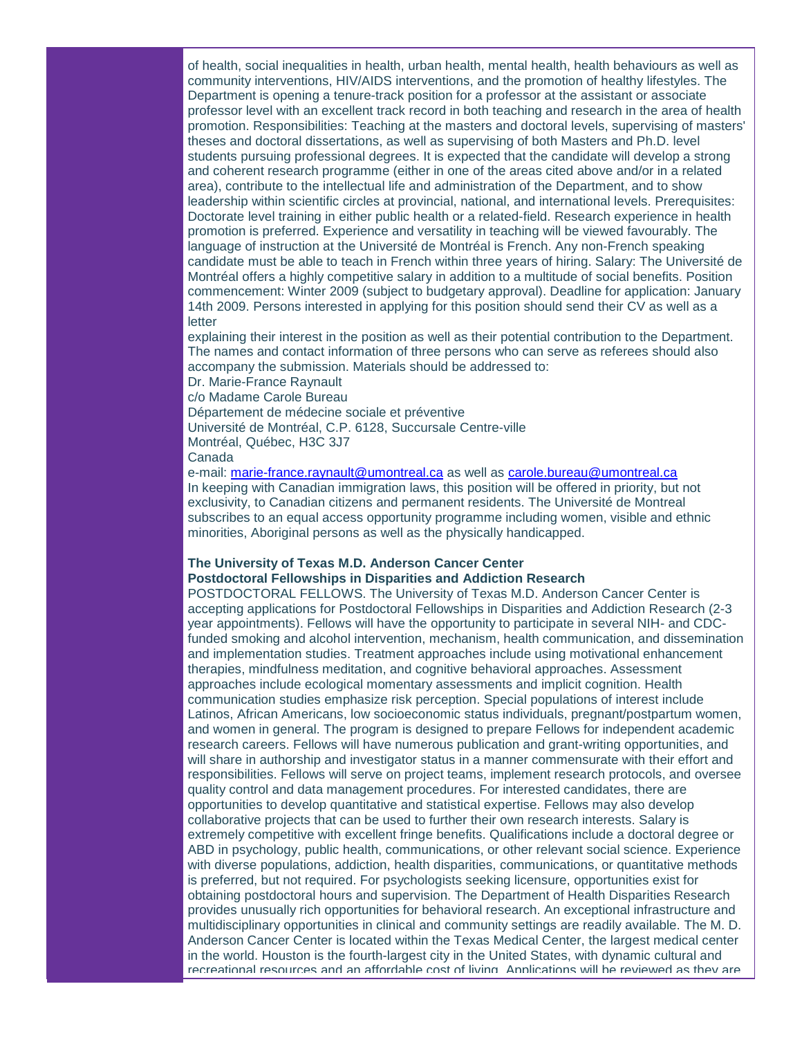of health, social inequalities in health, urban health, mental health, health behaviours as well as community interventions, HIV/AIDS interventions, and the promotion of healthy lifestyles. The Department is opening a tenure-track position for a professor at the assistant or associate professor level with an excellent track record in both teaching and research in the area of health promotion. Responsibilities: Teaching at the masters and doctoral levels, supervising of masters' theses and doctoral dissertations, as well as supervising of both Masters and Ph.D. level students pursuing professional degrees. It is expected that the candidate will develop a strong and coherent research programme (either in one of the areas cited above and/or in a related area), contribute to the intellectual life and administration of the Department, and to show leadership within scientific circles at provincial, national, and international levels. Prerequisites: Doctorate level training in either public health or a related-field. Research experience in health promotion is preferred. Experience and versatility in teaching will be viewed favourably. The language of instruction at the Université de Montréal is French. Any non-French speaking candidate must be able to teach in French within three years of hiring. Salary: The Université de Montréal offers a highly competitive salary in addition to a multitude of social benefits. Position commencement: Winter 2009 (subject to budgetary approval). Deadline for application: January 14th 2009. Persons interested in applying for this position should send their CV as well as a letter explaining their interest in the position as well as their potential contribution to the Department. The names and contact information of three persons who can serve as referees should also accompany the submission. Materials should be addressed to:

Dr. Marie-France Raynault
c/o Madame Carole Bureau
Département de médecine sociale et préventive
Université de Montréal, C.P. 6128, Succursale Centre-ville
Montréal, Québec, H3C 3J7
Canada
e-mail: marie-france.raynault@umontreal.ca as well as carole.bureau@umontreal.ca

In keeping with Canadian immigration laws, this position will be offered in priority, but not exclusivity, to Canadian citizens and permanent residents. The Université de Montreal subscribes to an equal access opportunity programme including women, visible and ethnic minorities, Aboriginal persons as well as the physically handicapped.

**The University of Texas M.D. Anderson Cancer Center**
**Postdoctoral Fellowships in Disparities and Addiction Research**

POSTDOCTORAL FELLOWS. The University of Texas M.D. Anderson Cancer Center is accepting applications for Postdoctoral Fellowships in Disparities and Addiction Research (2-3 year appointments). Fellows will have the opportunity to participate in several NIH- and CDC-funded smoking and alcohol intervention, mechanism, health communication, and dissemination and implementation studies. Treatment approaches include using motivational enhancement therapies, mindfulness meditation, and cognitive behavioral approaches. Assessment approaches include ecological momentary assessments and implicit cognition. Health communication studies emphasize risk perception. Special populations of interest include Latinos, African Americans, low socioeconomic status individuals, pregnant/postpartum women, and women in general. The program is designed to prepare Fellows for independent academic research careers. Fellows will have numerous publication and grant-writing opportunities, and will share in authorship and investigator status in a manner commensurate with their effort and responsibilities. Fellows will serve on project teams, implement research protocols, and oversee quality control and data management procedures. For interested candidates, there are opportunities to develop quantitative and statistical expertise. Fellows may also develop collaborative projects that can be used to further their own research interests. Salary is extremely competitive with excellent fringe benefits. Qualifications include a doctoral degree or ABD in psychology, public health, communications, or other relevant social science. Experience with diverse populations, addiction, health disparities, communications, or quantitative methods is preferred, but not required. For psychologists seeking licensure, opportunities exist for obtaining postdoctoral hours and supervision. The Department of Health Disparities Research provides unusually rich opportunities for behavioral research. An exceptional infrastructure and multidisciplinary opportunities in clinical and community settings are readily available. The M. D. Anderson Cancer Center is located within the Texas Medical Center, the largest medical center in the world. Houston is the fourth-largest city in the United States, with dynamic cultural and recreational resources and an affordable cost of living. Applications will be reviewed as they are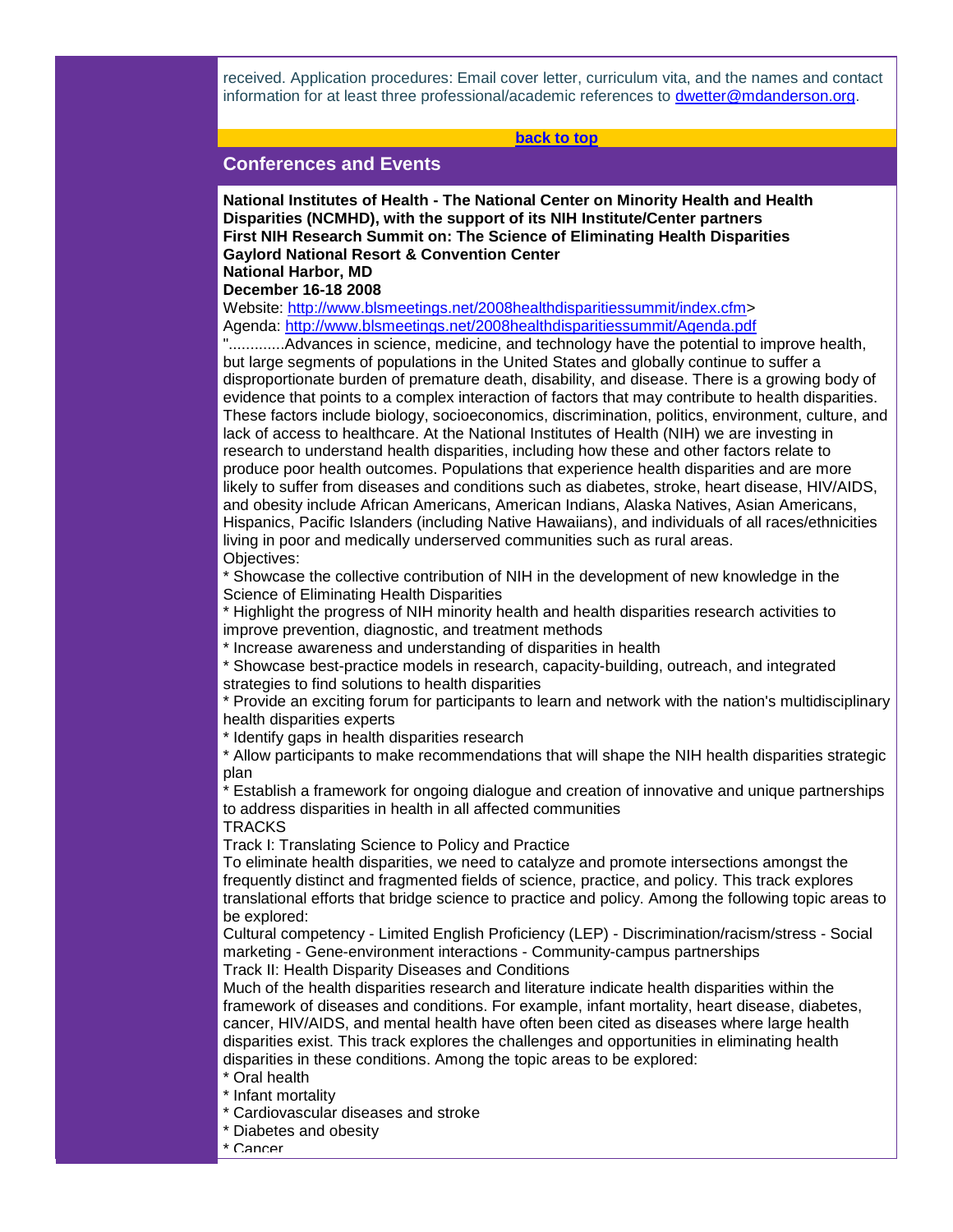received. Application procedures: Email cover letter, curriculum vita, and the names and contact information for at least three professional/academic references to [dwetter@mdanderson.org](mailto:dwetter@mdanderson.org).

[back to top](#)

## Conferences and Events

**National Institutes of Health - The National Center on Minority Health and Health Disparities (NCMHD), with the support of its NIH Institute/Center partners**
**First NIH Research Summit on: The Science of Eliminating Health Disparities**
**Gaylord National Resort & Convention Center**
**National Harbor, MD**
**December 16-18 2008**

Website: [http://www.blsmeetings.net/2008healthdisparitiessummit/index.cfm](http://www.blsmeetings.net/2008healthdisparitiessummit/index.cfm)>
Agenda: [http://www.blsmeetings.net/2008healthdisparitiessummit/Agenda.pdf](http://www.blsmeetings.net/2008healthdisparitiessummit/Agenda.pdf)

".............Advances in science, medicine, and technology have the potential to improve health, but large segments of populations in the United States and globally continue to suffer a disproportionate burden of premature death, disability, and disease. There is a growing body of evidence that points to a complex interaction of factors that may contribute to health disparities. These factors include biology, socioeconomics, discrimination, politics, environment, culture, and lack of access to healthcare. At the National Institutes of Health (NIH) we are investing in research to understand health disparities, including how these and other factors relate to produce poor health outcomes. Populations that experience health disparities and are more likely to suffer from diseases and conditions such as diabetes, stroke, heart disease, HIV/AIDS, and obesity include African Americans, American Indians, Alaska Natives, Asian Americans, Hispanics, Pacific Islanders (including Native Hawaiians), and individuals of all races/ethnicities living in poor and medically underserved communities such as rural areas.

Objectives:

* Showcase the collective contribution of NIH in the development of new knowledge in the Science of Eliminating Health Disparities
* Highlight the progress of NIH minority health and health disparities research activities to improve prevention, diagnostic, and treatment methods
* Increase awareness and understanding of disparities in health
* Showcase best-practice models in research, capacity-building, outreach, and integrated strategies to find solutions to health disparities
* Provide an exciting forum for participants to learn and network with the nation's multidisciplinary health disparities experts
* Identify gaps in health disparities research
* Allow participants to make recommendations that will shape the NIH health disparities strategic plan
* Establish a framework for ongoing dialogue and creation of innovative and unique partnerships to address disparities in health in all affected communities

TRACKS

Track I: Translating Science to Policy and Practice

To eliminate health disparities, we need to catalyze and promote intersections amongst the frequently distinct and fragmented fields of science, practice, and policy. This track explores translational efforts that bridge science to practice and policy. Among the following topic areas to be explored:

Cultural competency - Limited English Proficiency (LEP) - Discrimination/racism/stress - Social marketing - Gene-environment interactions - Community-campus partnerships

Track II: Health Disparity Diseases and Conditions

Much of the health disparities research and literature indicate health disparities within the framework of diseases and conditions. For example, infant mortality, heart disease, diabetes, cancer, HIV/AIDS, and mental health have often been cited as diseases where large health disparities exist. This track explores the challenges and opportunities in eliminating health disparities in these conditions. Among the topic areas to be explored:

* Oral health
* Infant mortality
* Cardiovascular diseases and stroke
* Diabetes and obesity
* Cancer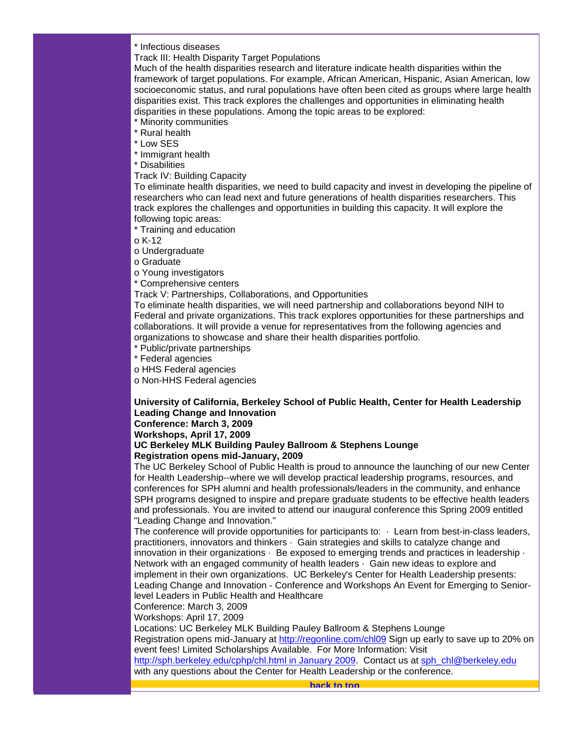* Infectious diseases

Track III: Health Disparity Target Populations

Much of the health disparities research and literature indicate health disparities within the framework of target populations. For example, African American, Hispanic, Asian American, low socioeconomic status, and rural populations have often been cited as groups where large health disparities exist. This track explores the challenges and opportunities in eliminating health disparities in these populations. Among the topic areas to be explored:

* Minority communities
* Rural health
* Low SES
* Immigrant health
* Disabilities

Track IV: Building Capacity

To eliminate health disparities, we need to build capacity and invest in developing the pipeline of researchers who can lead next and future generations of health disparities researchers. This track explores the challenges and opportunities in building this capacity. It will explore the following topic areas:

* Training and education
o K-12
o Undergraduate
o Graduate
o Young investigators
* Comprehensive centers

Track V: Partnerships, Collaborations, and Opportunities

To eliminate health disparities, we will need partnership and collaborations beyond NIH to Federal and private organizations. This track explores opportunities for these partnerships and collaborations. It will provide a venue for representatives from the following agencies and organizations to showcase and share their health disparities portfolio.

* Public/private partnerships
* Federal agencies
o HHS Federal agencies
o Non-HHS Federal agencies

**University of California, Berkeley School of Public Health, Center for Health Leadership Leading Change and Innovation**
**Conference: March 3, 2009**
**Workshops, April 17, 2009**
**UC Berkeley MLK Building Pauley Ballroom & Stephens Lounge**
**Registration opens mid-January, 2009**

The UC Berkeley School of Public Health is proud to announce the launching of our new Center for Health Leadership--where we will develop practical leadership programs, resources, and conferences for SPH alumni and health professionals/leaders in the community, and enhance SPH programs designed to inspire and prepare graduate students to be effective health leaders and professionals. You are invited to attend our inaugural conference this Spring 2009 entitled "Leading Change and Innovation."

The conference will provide opportunities for participants to: · Learn from best-in-class leaders, practitioners, innovators and thinkers · Gain strategies and skills to catalyze change and innovation in their organizations · Be exposed to emerging trends and practices in leadership · Network with an engaged community of health leaders · Gain new ideas to explore and implement in their own organizations. UC Berkeley's Center for Health Leadership presents: Leading Change and Innovation - Conference and Workshops An Event for Emerging to Senior-level Leaders in Public Health and Healthcare

Conference: March 3, 2009

Workshops: April 17, 2009

Locations: UC Berkeley MLK Building Pauley Ballroom & Stephens Lounge

Registration opens mid-January at http://regonline.com/chl09 Sign up early to save up to 20% on event fees! Limited Scholarships Available. For More Information: Visit http://sph.berkeley.edu/cphp/chl.html in January 2009. Contact us at sph_chl@berkeley.edu with any questions about the Center for Health Leadership or the conference.

back to top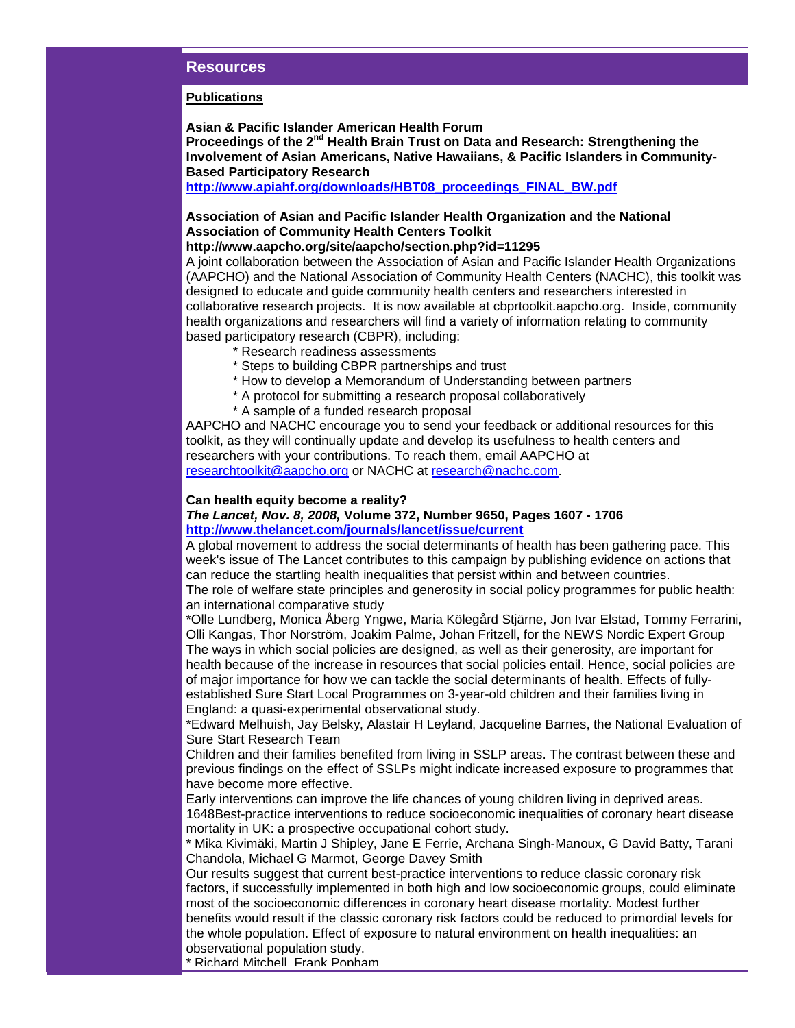## Resources

**Publications**

**Asian & Pacific Islander American Health Forum**
**Proceedings of the 2nd Health Brain Trust on Data and Research: Strengthening the Involvement of Asian Americans, Native Hawaiians, & Pacific Islanders in Community-Based Participatory Research**
**http://www.apiahf.org/downloads/HBT08_proceedings_FINAL_BW.pdf**

**Association of Asian and Pacific Islander Health Organization and the National Association of Community Health Centers Toolkit**
**http://www.aapcho.org/site/aapcho/section.php?id=11295**
A joint collaboration between the Association of Asian and Pacific Islander Health Organizations (AAPCHO) and the National Association of Community Health Centers (NACHC), this toolkit was designed to educate and guide community health centers and researchers interested in collaborative research projects. It is now available at cbprtoolkit.aapcho.org. Inside, community health organizations and researchers will find a variety of information relating to community based participatory research (CBPR), including:

* Research readiness assessments
* Steps to building CBPR partnerships and trust
* How to develop a Memorandum of Understanding between partners
* A protocol for submitting a research proposal collaboratively
* A sample of a funded research proposal

AAPCHO and NACHC encourage you to send your feedback or additional resources for this toolkit, as they will continually update and develop its usefulness to health centers and researchers with your contributions. To reach them, email AAPCHO at researchtoolkit@aapcho.org or NACHC at research@nachc.com.

**Can health equity become a reality?**
***The Lancet, Nov. 8, 2008,* Volume 372, Number 9650, Pages 1607 - 1706**
**http://www.thelancet.com/journals/lancet/issue/current**
A global movement to address the social determinants of health has been gathering pace. This week's issue of The Lancet contributes to this campaign by publishing evidence on actions that can reduce the startling health inequalities that persist within and between countries.
The role of welfare state principles and generosity in social policy programmes for public health: an international comparative study
*Olle Lundberg, Monica Åberg Yngwe, Maria Kölegård Stjärne, Jon Ivar Elstad, Tommy Ferrarini, Olli Kangas, Thor Norström, Joakim Palme, Johan Fritzell, for the NEWS Nordic Expert Group
The ways in which social policies are designed, as well as their generosity, are important for health because of the increase in resources that social policies entail. Hence, social policies are of major importance for how we can tackle the social determinants of health. Effects of fully-established Sure Start Local Programmes on 3-year-old children and their families living in England: a quasi-experimental observational study.
*Edward Melhuish, Jay Belsky, Alastair H Leyland, Jacqueline Barnes, the National Evaluation of Sure Start Research Team
Children and their families benefited from living in SSLP areas. The contrast between these and previous findings on the effect of SSLPs might indicate increased exposure to programmes that have become more effective.
Early interventions can improve the life chances of young children living in deprived areas.
1648Best-practice interventions to reduce socioeconomic inequalities of coronary heart disease mortality in UK: a prospective occupational cohort study.
* Mika Kivimäki, Martin J Shipley, Jane E Ferrie, Archana Singh-Manoux, G David Batty, Tarani Chandola, Michael G Marmot, George Davey Smith
Our results suggest that current best-practice interventions to reduce classic coronary risk factors, if successfully implemented in both high and low socioeconomic groups, could eliminate most of the socioeconomic differences in coronary heart disease mortality. Modest further benefits would result if the classic coronary risk factors could be reduced to primordial levels for the whole population. Effect of exposure to natural environment on health inequalities: an observational population study.
* Richard Mitchell, Frank Popham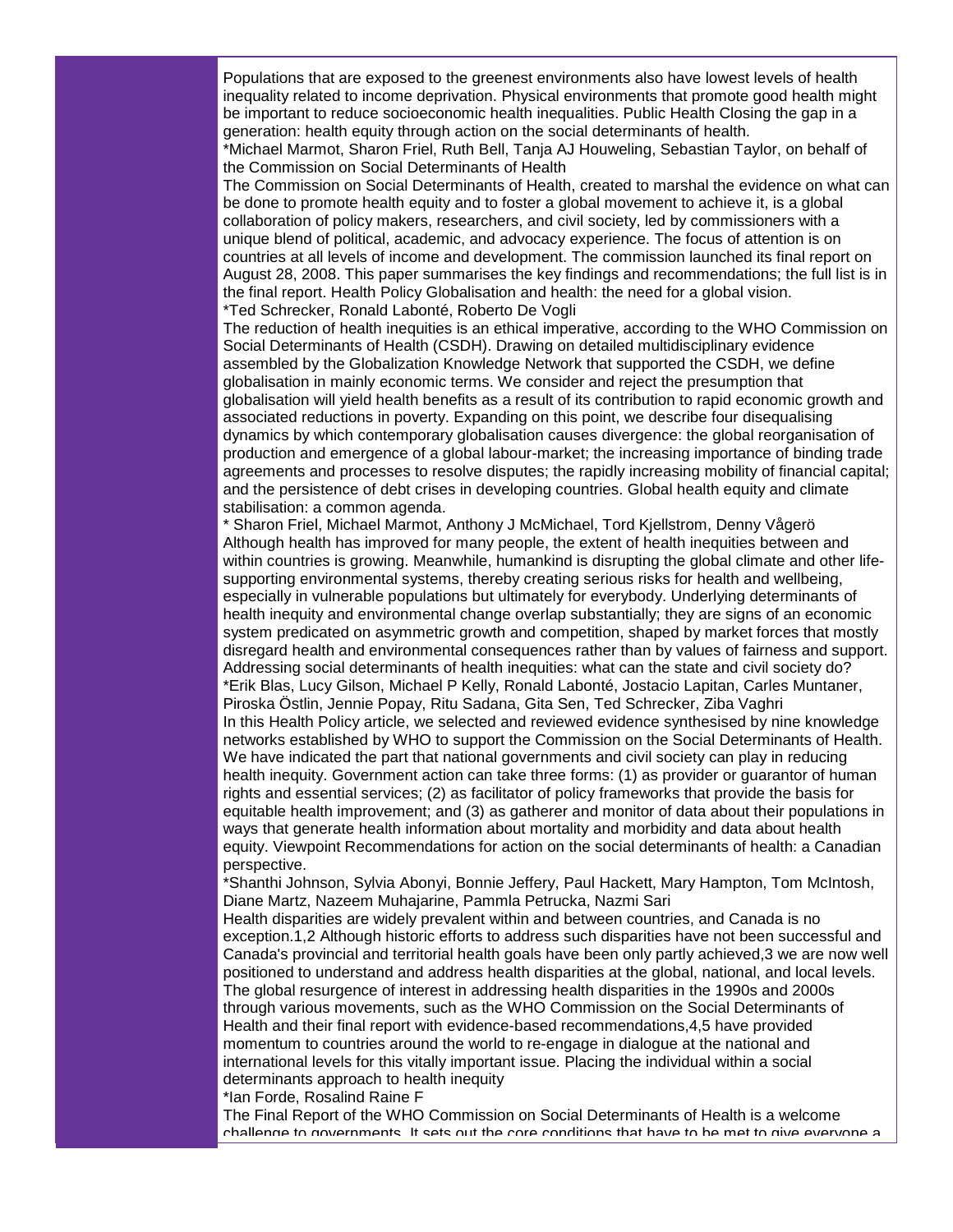Populations that are exposed to the greenest environments also have lowest levels of health inequality related to income deprivation. Physical environments that promote good health might be important to reduce socioeconomic health inequalities. Public Health Closing the gap in a generation: health equity through action on the social determinants of health.

*Michael Marmot, Sharon Friel, Ruth Bell, Tanja AJ Houweling, Sebastian Taylor, on behalf of the Commission on Social Determinants of Health

The Commission on Social Determinants of Health, created to marshal the evidence on what can be done to promote health equity and to foster a global movement to achieve it, is a global collaboration of policy makers, researchers, and civil society, led by commissioners with a unique blend of political, academic, and advocacy experience. The focus of attention is on countries at all levels of income and development. The commission launched its final report on August 28, 2008. This paper summarises the key findings and recommendations; the full list is in the final report. Health Policy Globalisation and health: the need for a global vision.

*Ted Schrecker, Ronald Labonté, Roberto De Vogli

The reduction of health inequities is an ethical imperative, according to the WHO Commission on Social Determinants of Health (CSDH). Drawing on detailed multidisciplinary evidence assembled by the Globalization Knowledge Network that supported the CSDH, we define globalisation in mainly economic terms. We consider and reject the presumption that globalisation will yield health benefits as a result of its contribution to rapid economic growth and associated reductions in poverty. Expanding on this point, we describe four disequalising dynamics by which contemporary globalisation causes divergence: the global reorganisation of production and emergence of a global labour-market; the increasing importance of binding trade agreements and processes to resolve disputes; the rapidly increasing mobility of financial capital; and the persistence of debt crises in developing countries. Global health equity and climate stabilisation: a common agenda.

* Sharon Friel, Michael Marmot, Anthony J McMichael, Tord Kjellstrom, Denny Vågerö

Although health has improved for many people, the extent of health inequities between and within countries is growing. Meanwhile, humankind is disrupting the global climate and other life-supporting environmental systems, thereby creating serious risks for health and wellbeing, especially in vulnerable populations but ultimately for everybody. Underlying determinants of health inequity and environmental change overlap substantially; they are signs of an economic system predicated on asymmetric growth and competition, shaped by market forces that mostly disregard health and environmental consequences rather than by values of fairness and support. Addressing social determinants of health inequities: what can the state and civil society do?

*Erik Blas, Lucy Gilson, Michael P Kelly, Ronald Labonté, Jostacio Lapitan, Carles Muntaner, Piroska Östlin, Jennie Popay, Ritu Sadana, Gita Sen, Ted Schrecker, Ziba Vaghri

In this Health Policy article, we selected and reviewed evidence synthesised by nine knowledge networks established by WHO to support the Commission on the Social Determinants of Health. We have indicated the part that national governments and civil society can play in reducing health inequity. Government action can take three forms: (1) as provider or guarantor of human rights and essential services; (2) as facilitator of policy frameworks that provide the basis for equitable health improvement; and (3) as gatherer and monitor of data about their populations in ways that generate health information about mortality and morbidity and data about health equity. Viewpoint Recommendations for action on the social determinants of health: a Canadian perspective.

*Shanthi Johnson, Sylvia Abonyi, Bonnie Jeffery, Paul Hackett, Mary Hampton, Tom McIntosh, Diane Martz, Nazeem Muhajarine, Pammla Petrucka, Nazmi Sari

Health disparities are widely prevalent within and between countries, and Canada is no exception.1,2 Although historic efforts to address such disparities have not been successful and Canada's provincial and territorial health goals have been only partly achieved,3 we are now well positioned to understand and address health disparities at the global, national, and local levels. The global resurgence of interest in addressing health disparities in the 1990s and 2000s through various movements, such as the WHO Commission on the Social Determinants of Health and their final report with evidence-based recommendations,4,5 have provided momentum to countries around the world to re-engage in dialogue at the national and international levels for this vitally important issue. Placing the individual within a social determinants approach to health inequity

*Ian Forde, Rosalind Raine F

The Final Report of the WHO Commission on Social Determinants of Health is a welcome challenge to governments. It sets out the core conditions that have to be met to give everyone a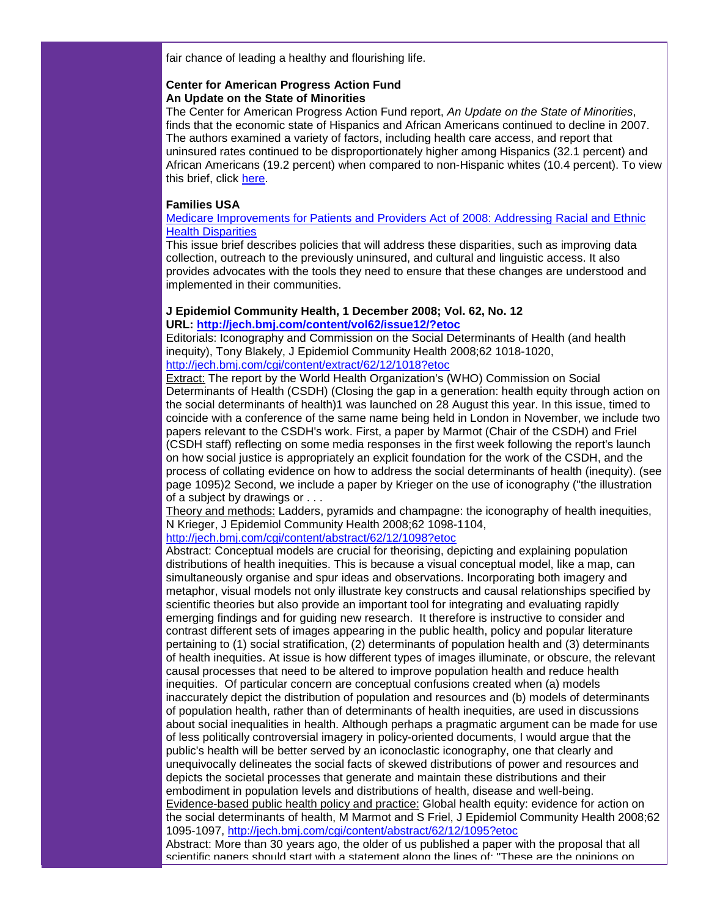fair chance of leading a healthy and flourishing life.

**Center for American Progress Action Fund**
**An Update on the State of Minorities**

The Center for American Progress Action Fund report, *An Update on the State of Minorities*, finds that the economic state of Hispanics and African Americans continued to decline in 2007. The authors examined a variety of factors, including health care access, and report that uninsured rates continued to be disproportionately higher among Hispanics (32.1 percent) and African Americans (19.2 percent) when compared to non-Hispanic whites (10.4 percent). To view this brief, click here.

**Families USA**

Medicare Improvements for Patients and Providers Act of 2008: Addressing Racial and Ethnic Health Disparities

This issue brief describes policies that will address these disparities, such as improving data collection, outreach to the previously uninsured, and cultural and linguistic access. It also provides advocates with the tools they need to ensure that these changes are understood and implemented in their communities.

**J Epidemiol Community Health, 1 December 2008; Vol. 62, No. 12**
**URL: http://jech.bmj.com/content/vol62/issue12/?etoc**

Editorials: Iconography and Commission on the Social Determinants of Health (and health inequity), Tony Blakely, J Epidemiol Community Health 2008;62 1018-1020, http://jech.bmj.com/cgi/content/extract/62/12/1018?etoc

Extract: The report by the World Health Organization's (WHO) Commission on Social Determinants of Health (CSDH) (Closing the gap in a generation: health equity through action on the social determinants of health)1 was launched on 28 August this year. In this issue, timed to coincide with a conference of the same name being held in London in November, we include two papers relevant to the CSDH's work. First, a paper by Marmot (Chair of the CSDH) and Friel (CSDH staff) reflecting on some media responses in the first week following the report's launch on how social justice is appropriately an explicit foundation for the work of the CSDH, and the process of collating evidence on how to address the social determinants of health (inequity). (see page 1095)2 Second, we include a paper by Krieger on the use of iconography ("the illustration of a subject by drawings or . . .

Theory and methods: Ladders, pyramids and champagne: the iconography of health inequities, N Krieger, J Epidemiol Community Health 2008;62 1098-1104, http://jech.bmj.com/cgi/content/abstract/62/12/1098?etoc

Abstract: Conceptual models are crucial for theorising, depicting and explaining population distributions of health inequities. This is because a visual conceptual model, like a map, can simultaneously organise and spur ideas and observations. Incorporating both imagery and metaphor, visual models not only illustrate key constructs and causal relationships specified by scientific theories but also provide an important tool for integrating and evaluating rapidly emerging findings and for guiding new research. It therefore is instructive to consider and contrast different sets of images appearing in the public health, policy and popular literature pertaining to (1) social stratification, (2) determinants of population health and (3) determinants of health inequities. At issue is how different types of images illuminate, or obscure, the relevant causal processes that need to be altered to improve population health and reduce health inequities. Of particular concern are conceptual confusions created when (a) models inaccurately depict the distribution of population and resources and (b) models of determinants of population health, rather than of determinants of health inequities, are used in discussions about social inequalities in health. Although perhaps a pragmatic argument can be made for use of less politically controversial imagery in policy-oriented documents, I would argue that the public's health will be better served by an iconoclastic iconography, one that clearly and unequivocally delineates the social facts of skewed distributions of power and resources and depicts the societal processes that generate and maintain these distributions and their embodiment in population levels and distributions of health, disease and well-being.

Evidence-based public health policy and practice: Global health equity: evidence for action on the social determinants of health, M Marmot and S Friel, J Epidemiol Community Health 2008;62 1095-1097, http://jech.bmj.com/cgi/content/abstract/62/12/1095?etoc

Abstract: More than 30 years ago, the older of us published a paper with the proposal that all scientific papers should start with a statement along the lines of: "These are the opinions on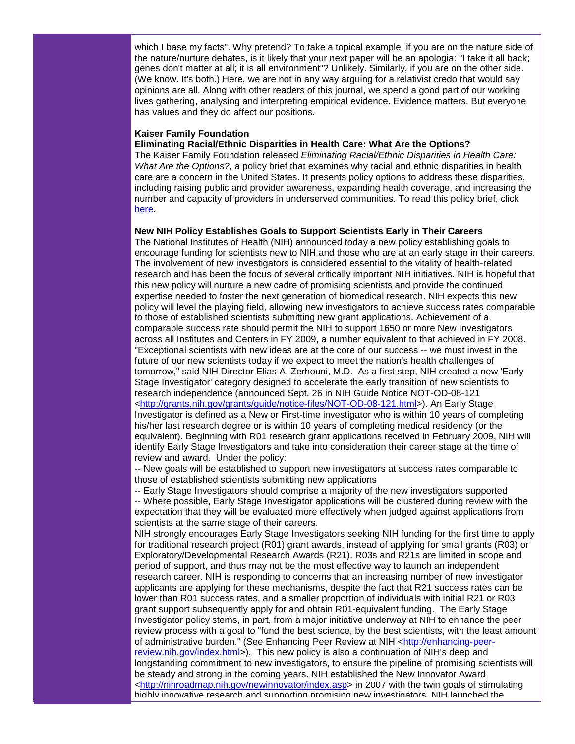which I base my facts". Why pretend? To take a topical example, if you are on the nature side of the nature/nurture debates, is it likely that your next paper will be an apologia: "I take it all back; genes don't matter at all; it is all environment"? Unlikely. Similarly, if you are on the other side. (We know. It's both.) Here, we are not in any way arguing for a relativist credo that would say opinions are all. Along with other readers of this journal, we spend a good part of our working lives gathering, analysing and interpreting empirical evidence. Evidence matters. But everyone has values and they do affect our positions.

**Kaiser Family Foundation**
**Eliminating Racial/Ethnic Disparities in Health Care: What Are the Options?**

The Kaiser Family Foundation released *Eliminating Racial/Ethnic Disparities in Health Care: What Are the Options?*, a policy brief that examines why racial and ethnic disparities in health care are a concern in the United States. It presents policy options to address these disparities, including raising public and provider awareness, expanding health coverage, and increasing the number and capacity of providers in underserved communities. To read this policy brief, click here.

**New NIH Policy Establishes Goals to Support Scientists Early in Their Careers**

The National Institutes of Health (NIH) announced today a new policy establishing goals to encourage funding for scientists new to NIH and those who are at an early stage in their careers. The involvement of new investigators is considered essential to the vitality of health-related research and has been the focus of several critically important NIH initiatives. NIH is hopeful that this new policy will nurture a new cadre of promising scientists and provide the continued expertise needed to foster the next generation of biomedical research. NIH expects this new policy will level the playing field, allowing new investigators to achieve success rates comparable to those of established scientists submitting new grant applications. Achievement of a comparable success rate should permit the NIH to support 1650 or more New Investigators across all Institutes and Centers in FY 2009, a number equivalent to that achieved in FY 2008. "Exceptional scientists with new ideas are at the core of our success -- we must invest in the future of our new scientists today if we expect to meet the nation's health challenges of tomorrow," said NIH Director Elias A. Zerhouni, M.D. As a first step, NIH created a new 'Early Stage Investigator' category designed to accelerate the early transition of new scientists to research independence (announced Sept. 26 in NIH Guide Notice NOT-OD-08-121 <http://grants.nih.gov/grants/guide/notice-files/NOT-OD-08-121.html>). An Early Stage Investigator is defined as a New or First-time investigator who is within 10 years of completing his/her last research degree or is within 10 years of completing medical residency (or the equivalent). Beginning with R01 research grant applications received in February 2009, NIH will identify Early Stage Investigators and take into consideration their career stage at the time of review and award. Under the policy:

-- New goals will be established to support new investigators at success rates comparable to those of established scientists submitting new applications
-- Early Stage Investigators should comprise a majority of the new investigators supported
-- Where possible, Early Stage Investigator applications will be clustered during review with the expectation that they will be evaluated more effectively when judged against applications from scientists at the same stage of their careers.

NIH strongly encourages Early Stage Investigators seeking NIH funding for the first time to apply for traditional research project (R01) grant awards, instead of applying for small grants (R03) or Exploratory/Developmental Research Awards (R21). R03s and R21s are limited in scope and period of support, and thus may not be the most effective way to launch an independent research career. NIH is responding to concerns that an increasing number of new investigator applicants are applying for these mechanisms, despite the fact that R21 success rates can be lower than R01 success rates, and a smaller proportion of individuals with initial R21 or R03 grant support subsequently apply for and obtain R01-equivalent funding. The Early Stage Investigator policy stems, in part, from a major initiative underway at NIH to enhance the peer review process with a goal to "fund the best science, by the best scientists, with the least amount of administrative burden." (See Enhancing Peer Review at NIH <http://enhancing-peer-review.nih.gov/index.html>). This new policy is also a continuation of NIH's deep and longstanding commitment to new investigators, to ensure the pipeline of promising scientists will be steady and strong in the coming years. NIH established the New Innovator Award <http://nihroadmap.nih.gov/newinnovator/index.asp> in 2007 with the twin goals of stimulating highly innovative research and supporting promising new investigators. NIH launched the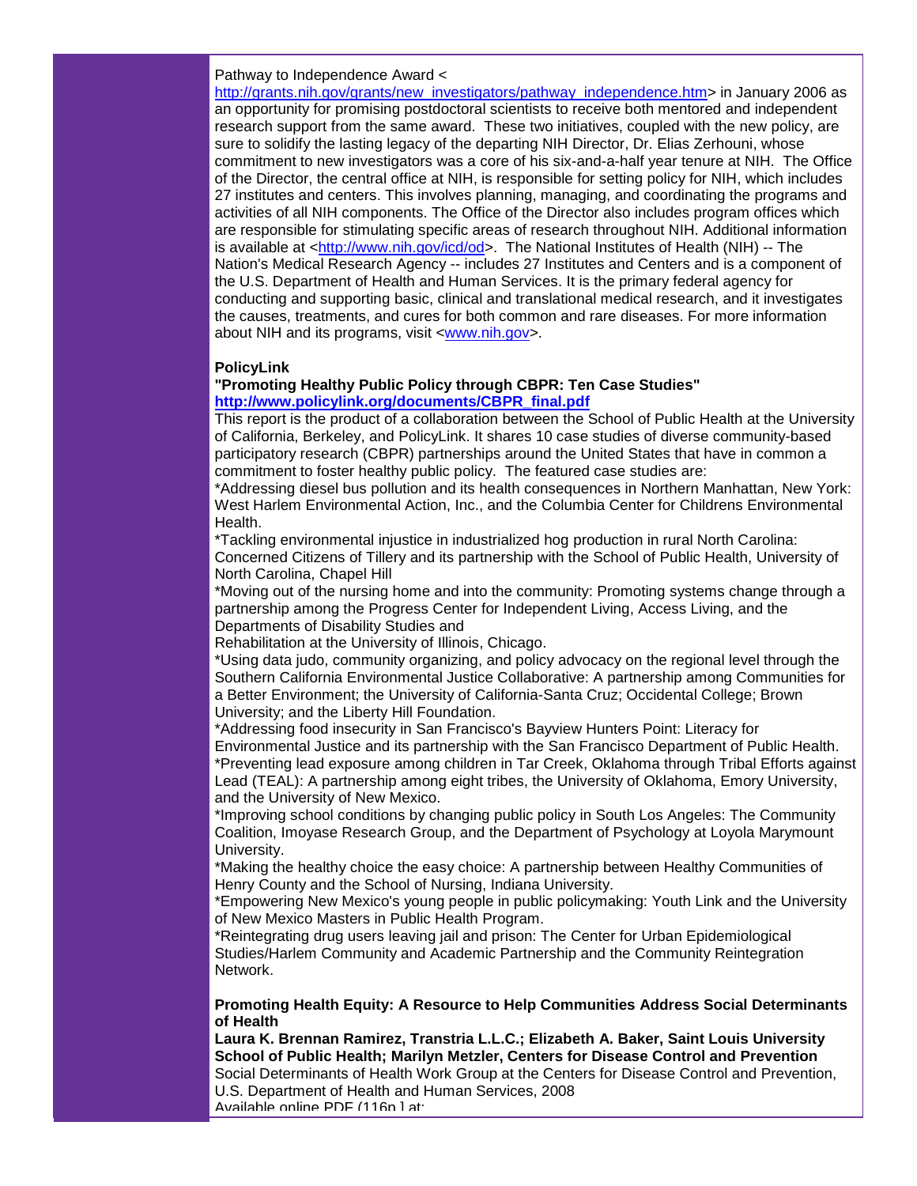Pathway to Independence Award < http://grants.nih.gov/grants/new_investigators/pathway_independence.htm> in January 2006 as an opportunity for promising postdoctoral scientists to receive both mentored and independent research support from the same award. These two initiatives, coupled with the new policy, are sure to solidify the lasting legacy of the departing NIH Director, Dr. Elias Zerhouni, whose commitment to new investigators was a core of his six-and-a-half year tenure at NIH. The Office of the Director, the central office at NIH, is responsible for setting policy for NIH, which includes 27 institutes and centers. This involves planning, managing, and coordinating the programs and activities of all NIH components. The Office of the Director also includes program offices which are responsible for stimulating specific areas of research throughout NIH. Additional information is available at <http://www.nih.gov/icd/od>. The National Institutes of Health (NIH) -- The Nation's Medical Research Agency -- includes 27 Institutes and Centers and is a component of the U.S. Department of Health and Human Services. It is the primary federal agency for conducting and supporting basic, clinical and translational medical research, and it investigates the causes, treatments, and cures for both common and rare diseases. For more information about NIH and its programs, visit <www.nih.gov>.

**PolicyLink**
**"Promoting Healthy Public Policy through CBPR: Ten Case Studies"**
**http://www.policylink.org/documents/CBPR_final.pdf**
This report is the product of a collaboration between the School of Public Health at the University of California, Berkeley, and PolicyLink. It shares 10 case studies of diverse community-based participatory research (CBPR) partnerships around the United States that have in common a commitment to foster healthy public policy. The featured case studies are:
*Addressing diesel bus pollution and its health consequences in Northern Manhattan, New York: West Harlem Environmental Action, Inc., and the Columbia Center for Childrens Environmental Health.
*Tackling environmental injustice in industrialized hog production in rural North Carolina: Concerned Citizens of Tillery and its partnership with the School of Public Health, University of North Carolina, Chapel Hill
*Moving out of the nursing home and into the community: Promoting systems change through a partnership among the Progress Center for Independent Living, Access Living, and the Departments of Disability Studies and
Rehabilitation at the University of Illinois, Chicago.
*Using data judo, community organizing, and policy advocacy on the regional level through the Southern California Environmental Justice Collaborative: A partnership among Communities for a Better Environment; the University of California-Santa Cruz; Occidental College; Brown University; and the Liberty Hill Foundation.
*Addressing food insecurity in San Francisco's Bayview Hunters Point: Literacy for Environmental Justice and its partnership with the San Francisco Department of Public Health.
*Preventing lead exposure among children in Tar Creek, Oklahoma through Tribal Efforts against Lead (TEAL): A partnership among eight tribes, the University of Oklahoma, Emory University, and the University of New Mexico.
*Improving school conditions by changing public policy in South Los Angeles: The Community Coalition, Imoyase Research Group, and the Department of Psychology at Loyola Marymount University.
*Making the healthy choice the easy choice: A partnership between Healthy Communities of Henry County and the School of Nursing, Indiana University.
*Empowering New Mexico's young people in public policymaking: Youth Link and the University of New Mexico Masters in Public Health Program.
*Reintegrating drug users leaving jail and prison: The Center for Urban Epidemiological Studies/Harlem Community and Academic Partnership and the Community Reintegration Network.

**Promoting Health Equity: A Resource to Help Communities Address Social Determinants of Health**
**Laura K. Brennan Ramirez, Transtria L.L.C.; Elizabeth A. Baker, Saint Louis University School of Public Health; Marilyn Metzler, Centers for Disease Control and Prevention**
Social Determinants of Health Work Group at the Centers for Disease Control and Prevention, U.S. Department of Health and Human Services, 2008
Available online PDF (116p.) at: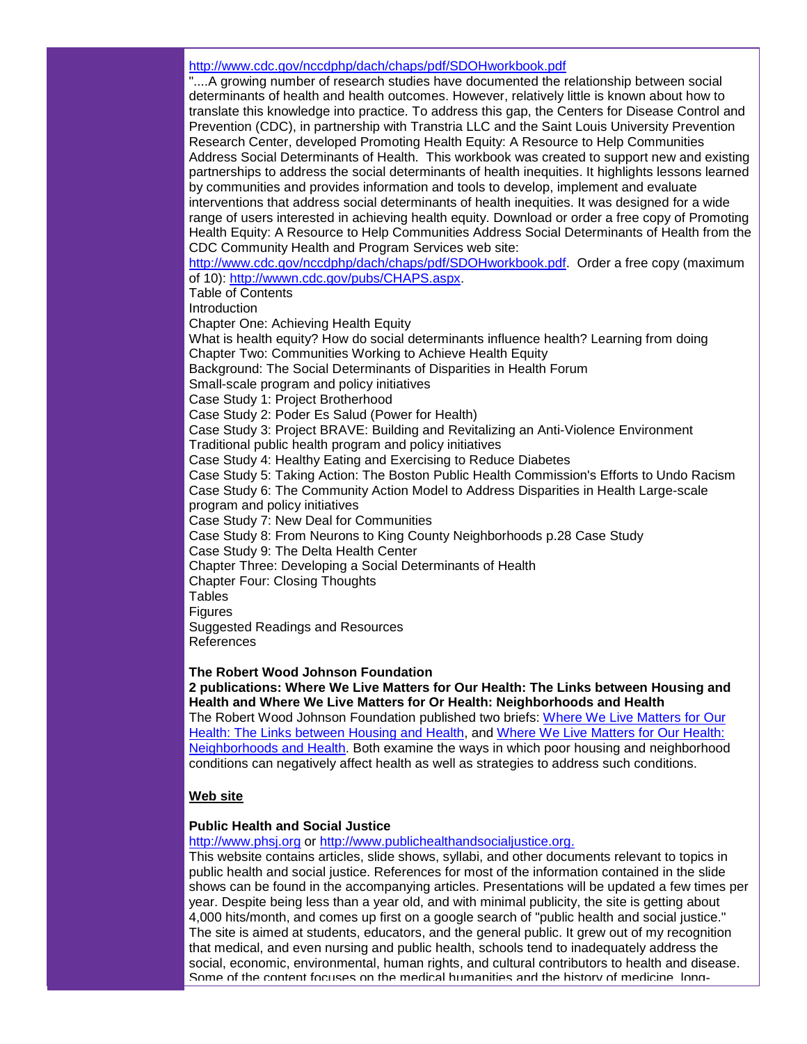http://www.cdc.gov/nccdphp/dach/chaps/pdf/SDOHworkbook.pdf

"....A growing number of research studies have documented the relationship between social determinants of health and health outcomes. However, relatively little is known about how to translate this knowledge into practice. To address this gap, the Centers for Disease Control and Prevention (CDC), in partnership with Transtria LLC and the Saint Louis University Prevention Research Center, developed Promoting Health Equity: A Resource to Help Communities Address Social Determinants of Health. This workbook was created to support new and existing partnerships to address the social determinants of health inequities. It highlights lessons learned by communities and provides information and tools to develop, implement and evaluate interventions that address social determinants of health inequities. It was designed for a wide range of users interested in achieving health equity. Download or order a free copy of Promoting Health Equity: A Resource to Help Communities Address Social Determinants of Health from the CDC Community Health and Program Services web site: http://www.cdc.gov/nccdphp/dach/chaps/pdf/SDOHworkbook.pdf. Order a free copy (maximum of 10): http://wwwn.cdc.gov/pubs/CHAPS.aspx.

Table of Contents
Introduction
Chapter One: Achieving Health Equity
What is health equity? How do social determinants influence health? Learning from doing
Chapter Two: Communities Working to Achieve Health Equity
Background: The Social Determinants of Disparities in Health Forum
Small-scale program and policy initiatives
Case Study 1: Project Brotherhood
Case Study 2: Poder Es Salud (Power for Health)
Case Study 3: Project BRAVE: Building and Revitalizing an Anti-Violence Environment
Traditional public health program and policy initiatives
Case Study 4: Healthy Eating and Exercising to Reduce Diabetes
Case Study 5: Taking Action: The Boston Public Health Commission's Efforts to Undo Racism
Case Study 6: The Community Action Model to Address Disparities in Health Large-scale program and policy initiatives
Case Study 7: New Deal for Communities
Case Study 8: From Neurons to King County Neighborhoods p.28 Case Study
Case Study 9: The Delta Health Center
Chapter Three: Developing a Social Determinants of Health
Chapter Four: Closing Thoughts
Tables
Figures
Suggested Readings and Resources
References

**The Robert Wood Johnson Foundation**

**2 publications: Where We Live Matters for Our Health: The Links between Housing and Health and Where We Live Matters for Or Health: Neighborhoods and Health**

The Robert Wood Johnson Foundation published two briefs: Where We Live Matters for Our Health: The Links between Housing and Health, and Where We Live Matters for Our Health: Neighborhoods and Health. Both examine the ways in which poor housing and neighborhood conditions can negatively affect health as well as strategies to address such conditions.

**Web site**

**Public Health and Social Justice**

http://www.phsj.org or http://www.publichealthandsocialjustice.org.

This website contains articles, slide shows, syllabi, and other documents relevant to topics in public health and social justice. References for most of the information contained in the slide shows can be found in the accompanying articles. Presentations will be updated a few times per year. Despite being less than a year old, and with minimal publicity, the site is getting about 4,000 hits/month, and comes up first on a google search of "public health and social justice." The site is aimed at students, educators, and the general public. It grew out of my recognition that medical, and even nursing and public health, schools tend to inadequately address the social, economic, environmental, human rights, and cultural contributors to health and disease. Some of the content focuses on the medical humanities and the history of medicine, long-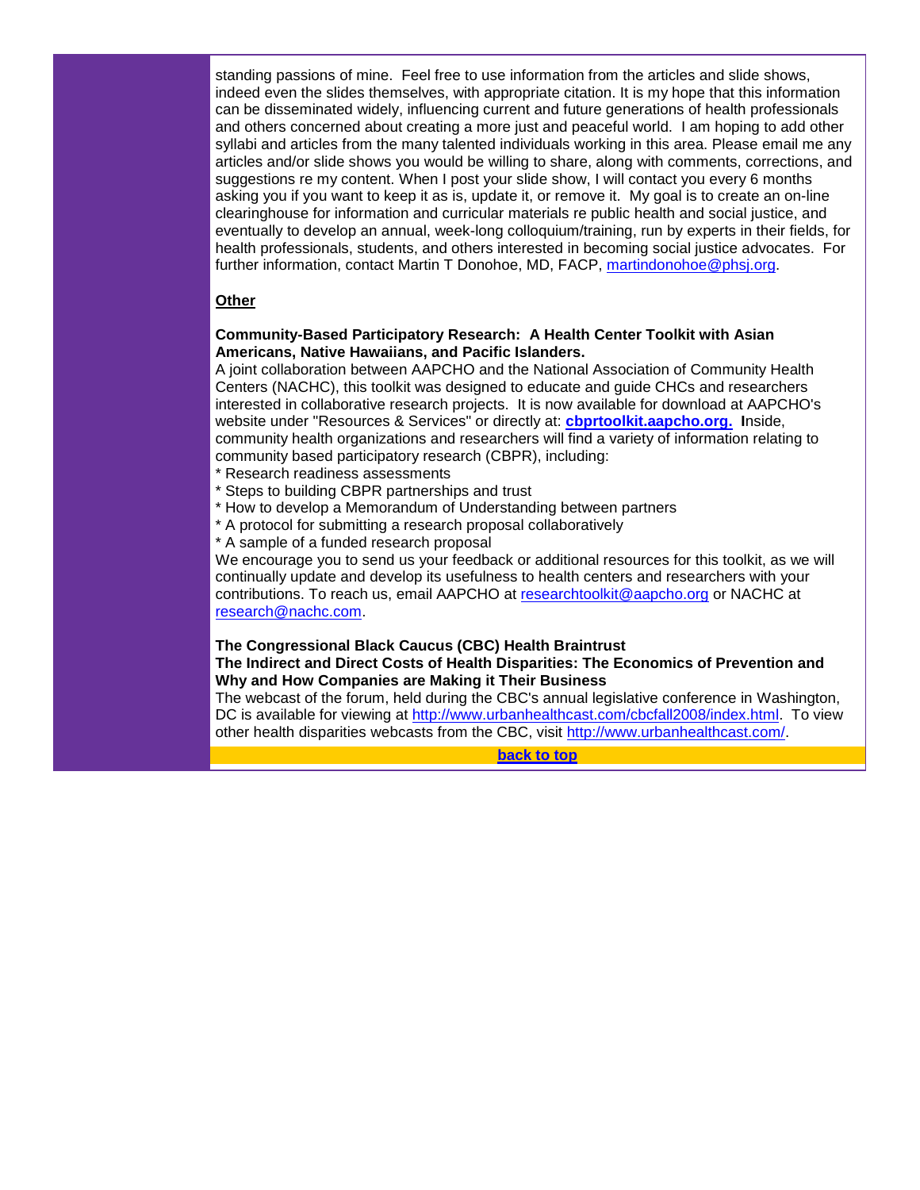standing passions of mine. Feel free to use information from the articles and slide shows, indeed even the slides themselves, with appropriate citation. It is my hope that this information can be disseminated widely, influencing current and future generations of health professionals and others concerned about creating a more just and peaceful world. I am hoping to add other syllabi and articles from the many talented individuals working in this area. Please email me any articles and/or slide shows you would be willing to share, along with comments, corrections, and suggestions re my content. When I post your slide show, I will contact you every 6 months asking you if you want to keep it as is, update it, or remove it. My goal is to create an on-line clearinghouse for information and curricular materials re public health and social justice, and eventually to develop an annual, week-long colloquium/training, run by experts in their fields, for health professionals, students, and others interested in becoming social justice advocates. For further information, contact Martin T Donohoe, MD, FACP, martindonohoe@phsj.org.

**Other**

**Community-Based Participatory Research: A Health Center Toolkit with Asian Americans, Native Hawaiians, and Pacific Islanders.**
A joint collaboration between AAPCHO and the National Association of Community Health Centers (NACHC), this toolkit was designed to educate and guide CHCs and researchers interested in collaborative research projects. It is now available for download at AAPCHO's website under "Resources & Services" or directly at: **cbprtoolkit.aapcho.org. I**nside, community health organizations and researchers will find a variety of information relating to community based participatory research (CBPR), including:
* Research readiness assessments
* Steps to building CBPR partnerships and trust
* How to develop a Memorandum of Understanding between partners
* A protocol for submitting a research proposal collaboratively
* A sample of a funded research proposal
We encourage you to send us your feedback or additional resources for this toolkit, as we will continually update and develop its usefulness to health centers and researchers with your contributions. To reach us, email AAPCHO at researchtoolkit@aapcho.org or NACHC at research@nachc.com.

**The Congressional Black Caucus (CBC) Health Braintrust**
**The Indirect and Direct Costs of Health Disparities: The Economics of Prevention and Why and How Companies are Making it Their Business**
The webcast of the forum, held during the CBC's annual legislative conference in Washington, DC is available for viewing at http://www.urbanhealthcast.com/cbcfall2008/index.html. To view other health disparities webcasts from the CBC, visit http://www.urbanhealthcast.com/.

**back to top**